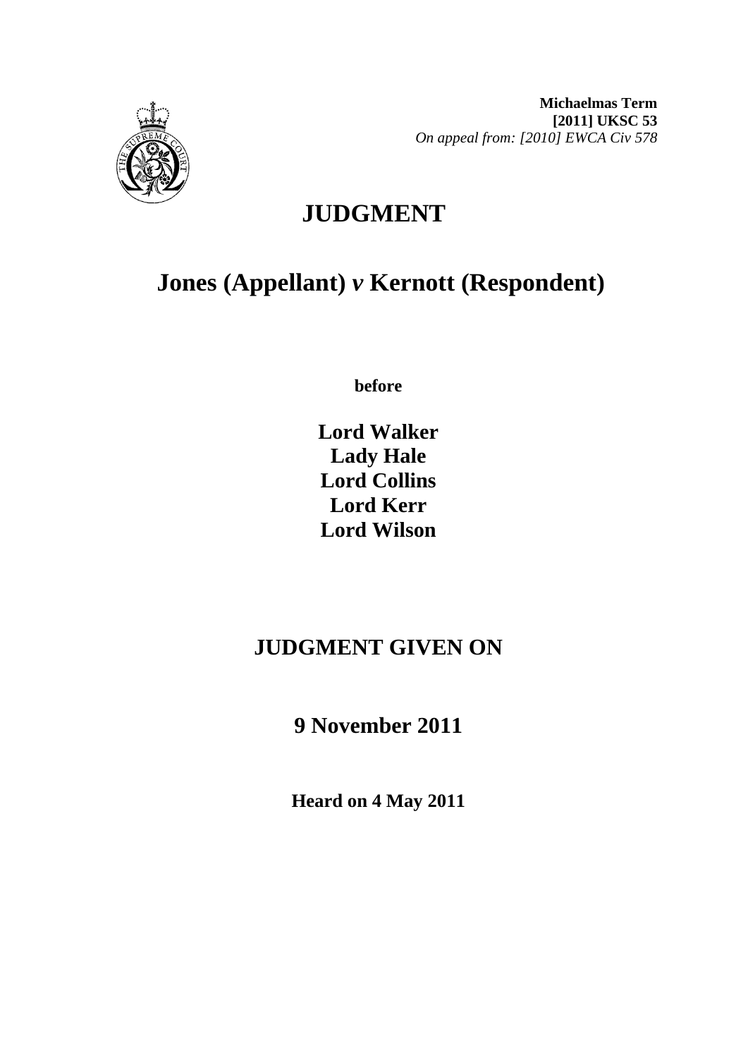**Michaelmas Term**
**[2011] UKSC 53**
*On appeal from: [2010] EWCA Civ 578*

# JUDGMENT

## Jones (Appellant) *v* Kernott (Respondent)

**before**

**Lord Walker**
**Lady Hale**
**Lord Collins**
**Lord Kerr**
**Lord Wilson**

## JUDGMENT GIVEN ON

## 9 November 2011

**Heard on 4 May 2011**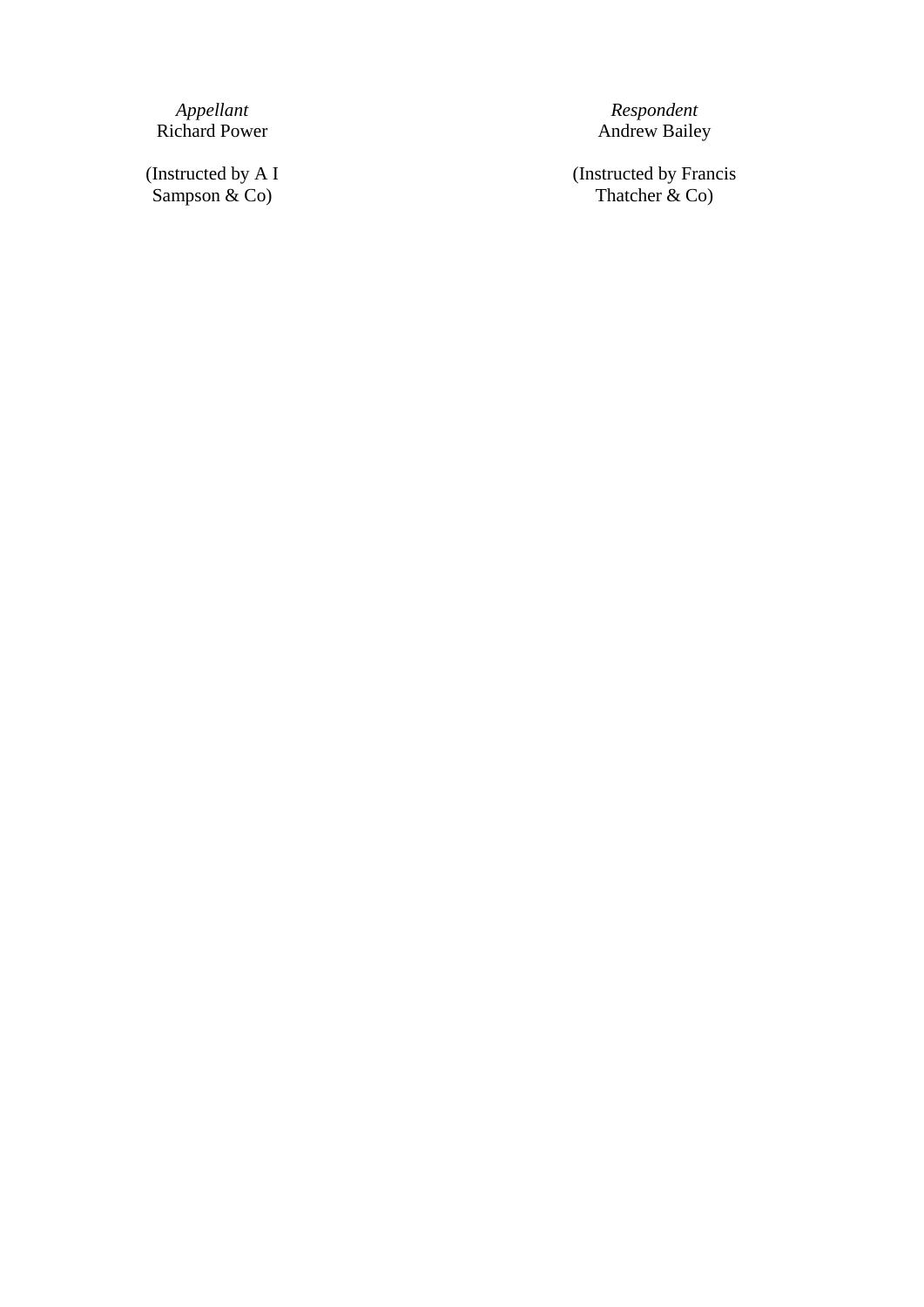| *Appellant* | *Respondent* |
|---|---|
| Richard Power | Andrew Bailey |
| (Instructed by A I Sampson & Co) | (Instructed by Francis Thatcher & Co) |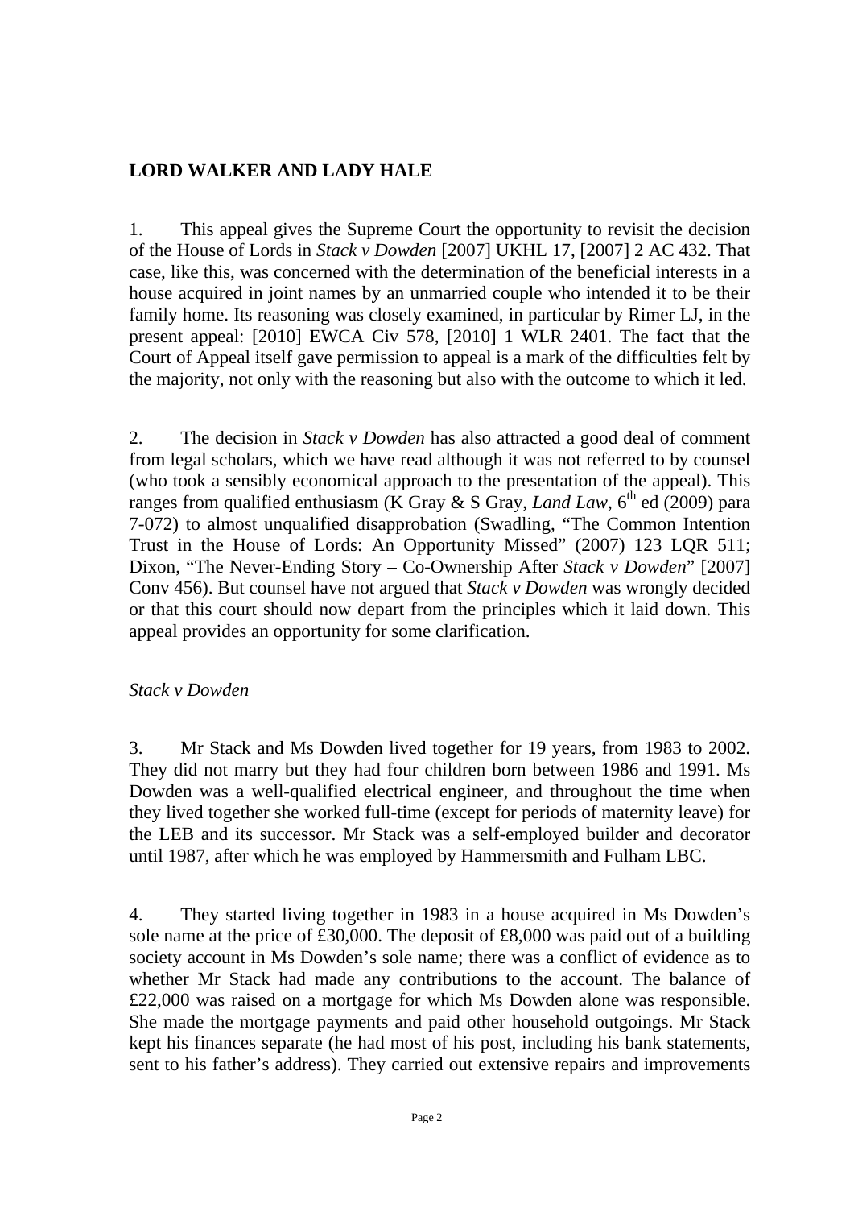## LORD WALKER AND LADY HALE

1. This appeal gives the Supreme Court the opportunity to revisit the decision of the House of Lords in *Stack v Dowden* [2007] UKHL 17, [2007] 2 AC 432. That case, like this, was concerned with the determination of the beneficial interests in a house acquired in joint names by an unmarried couple who intended it to be their family home. Its reasoning was closely examined, in particular by Rimer LJ, in the present appeal: [2010] EWCA Civ 578, [2010] 1 WLR 2401. The fact that the Court of Appeal itself gave permission to appeal is a mark of the difficulties felt by the majority, not only with the reasoning but also with the outcome to which it led.

2. The decision in *Stack v Dowden* has also attracted a good deal of comment from legal scholars, which we have read although it was not referred to by counsel (who took a sensibly economical approach to the presentation of the appeal). This ranges from qualified enthusiasm (K Gray & S Gray, *Land Law*, 6th ed (2009) para 7-072) to almost unqualified disapprobation (Swadling, "The Common Intention Trust in the House of Lords: An Opportunity Missed" (2007) 123 LQR 511; Dixon, "The Never-Ending Story – Co-Ownership After *Stack v Dowden*" [2007] Conv 456). But counsel have not argued that *Stack v Dowden* was wrongly decided or that this court should now depart from the principles which it laid down. This appeal provides an opportunity for some clarification.

*Stack v Dowden*

3. Mr Stack and Ms Dowden lived together for 19 years, from 1983 to 2002. They did not marry but they had four children born between 1986 and 1991. Ms Dowden was a well-qualified electrical engineer, and throughout the time when they lived together she worked full-time (except for periods of maternity leave) for the LEB and its successor. Mr Stack was a self-employed builder and decorator until 1987, after which he was employed by Hammersmith and Fulham LBC.

4. They started living together in 1983 in a house acquired in Ms Dowden's sole name at the price of £30,000. The deposit of £8,000 was paid out of a building society account in Ms Dowden's sole name; there was a conflict of evidence as to whether Mr Stack had made any contributions to the account. The balance of £22,000 was raised on a mortgage for which Ms Dowden alone was responsible. She made the mortgage payments and paid other household outgoings. Mr Stack kept his finances separate (he had most of his post, including his bank statements, sent to his father's address). They carried out extensive repairs and improvements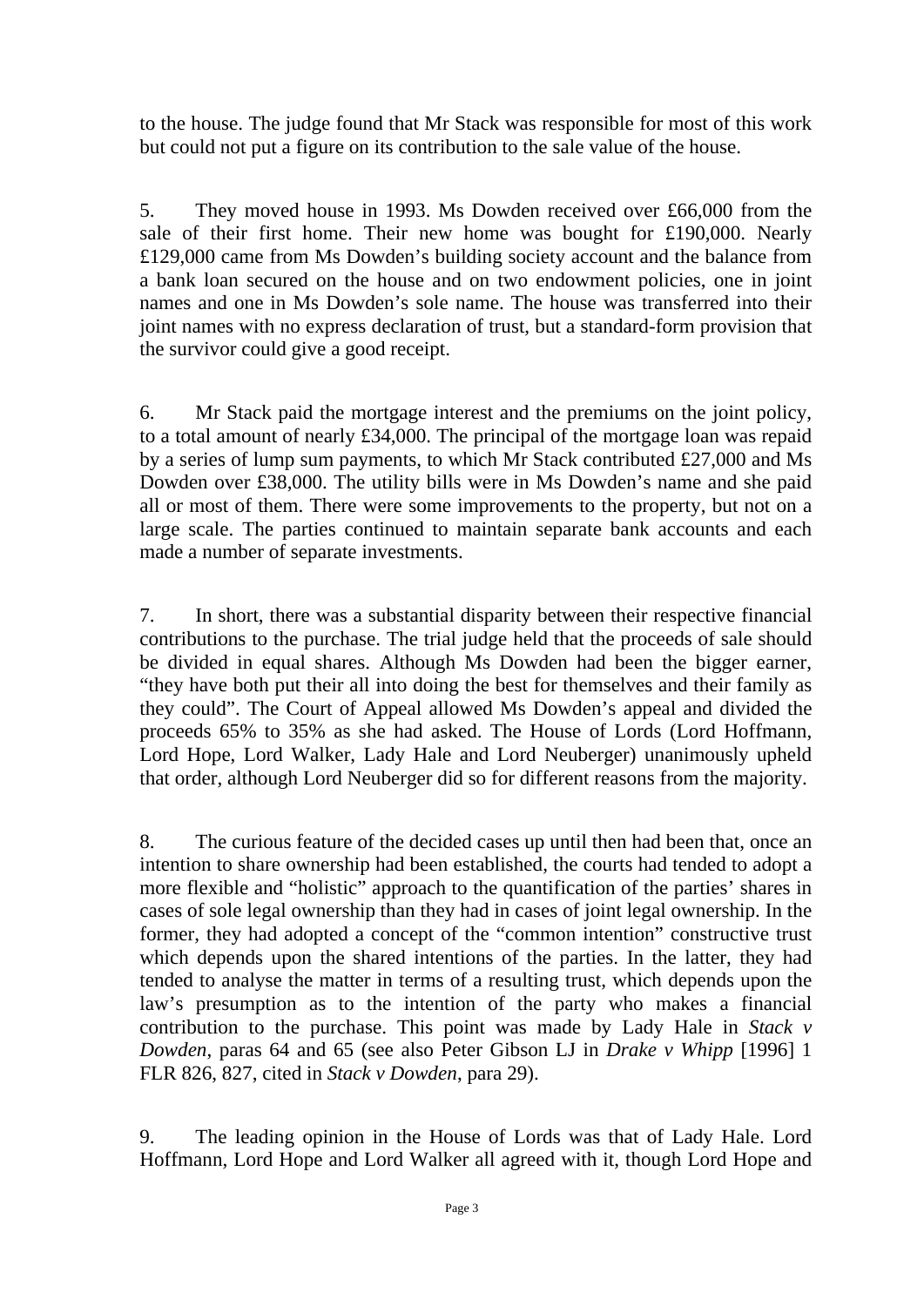to the house. The judge found that Mr Stack was responsible for most of this work but could not put a figure on its contribution to the sale value of the house.

5. They moved house in 1993. Ms Dowden received over £66,000 from the sale of their first home. Their new home was bought for £190,000. Nearly £129,000 came from Ms Dowden's building society account and the balance from a bank loan secured on the house and on two endowment policies, one in joint names and one in Ms Dowden's sole name. The house was transferred into their joint names with no express declaration of trust, but a standard-form provision that the survivor could give a good receipt.

6. Mr Stack paid the mortgage interest and the premiums on the joint policy, to a total amount of nearly £34,000. The principal of the mortgage loan was repaid by a series of lump sum payments, to which Mr Stack contributed £27,000 and Ms Dowden over £38,000. The utility bills were in Ms Dowden's name and she paid all or most of them. There were some improvements to the property, but not on a large scale. The parties continued to maintain separate bank accounts and each made a number of separate investments.

7. In short, there was a substantial disparity between their respective financial contributions to the purchase. The trial judge held that the proceeds of sale should be divided in equal shares. Although Ms Dowden had been the bigger earner, "they have both put their all into doing the best for themselves and their family as they could". The Court of Appeal allowed Ms Dowden's appeal and divided the proceeds 65% to 35% as she had asked. The House of Lords (Lord Hoffmann, Lord Hope, Lord Walker, Lady Hale and Lord Neuberger) unanimously upheld that order, although Lord Neuberger did so for different reasons from the majority.

8. The curious feature of the decided cases up until then had been that, once an intention to share ownership had been established, the courts had tended to adopt a more flexible and "holistic" approach to the quantification of the parties' shares in cases of sole legal ownership than they had in cases of joint legal ownership. In the former, they had adopted a concept of the "common intention" constructive trust which depends upon the shared intentions of the parties. In the latter, they had tended to analyse the matter in terms of a resulting trust, which depends upon the law's presumption as to the intention of the party who makes a financial contribution to the purchase. This point was made by Lady Hale in *Stack v Dowden*, paras 64 and 65 (see also Peter Gibson LJ in *Drake v Whipp* [1996] 1 FLR 826, 827, cited in *Stack v Dowden*, para 29).

9. The leading opinion in the House of Lords was that of Lady Hale. Lord Hoffmann, Lord Hope and Lord Walker all agreed with it, though Lord Hope and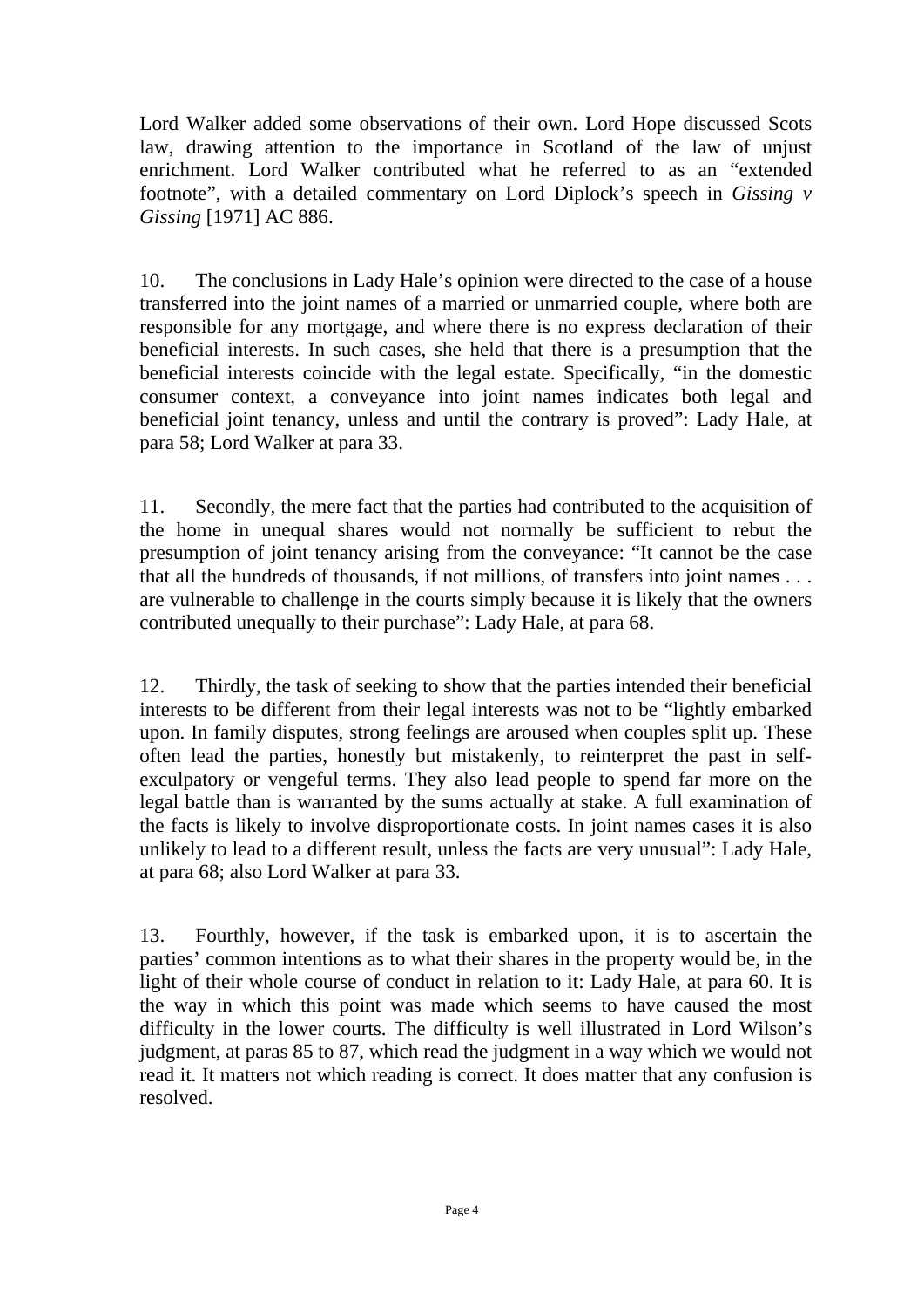Lord Walker added some observations of their own. Lord Hope discussed Scots law, drawing attention to the importance in Scotland of the law of unjust enrichment. Lord Walker contributed what he referred to as an "extended footnote", with a detailed commentary on Lord Diplock's speech in *Gissing v Gissing* [1971] AC 886.

10. The conclusions in Lady Hale's opinion were directed to the case of a house transferred into the joint names of a married or unmarried couple, where both are responsible for any mortgage, and where there is no express declaration of their beneficial interests. In such cases, she held that there is a presumption that the beneficial interests coincide with the legal estate. Specifically, "in the domestic consumer context, a conveyance into joint names indicates both legal and beneficial joint tenancy, unless and until the contrary is proved": Lady Hale, at para 58; Lord Walker at para 33.

11. Secondly, the mere fact that the parties had contributed to the acquisition of the home in unequal shares would not normally be sufficient to rebut the presumption of joint tenancy arising from the conveyance: "It cannot be the case that all the hundreds of thousands, if not millions, of transfers into joint names . . . are vulnerable to challenge in the courts simply because it is likely that the owners contributed unequally to their purchase": Lady Hale, at para 68.

12. Thirdly, the task of seeking to show that the parties intended their beneficial interests to be different from their legal interests was not to be "lightly embarked upon. In family disputes, strong feelings are aroused when couples split up. These often lead the parties, honestly but mistakenly, to reinterpret the past in self-exculpatory or vengeful terms. They also lead people to spend far more on the legal battle than is warranted by the sums actually at stake. A full examination of the facts is likely to involve disproportionate costs. In joint names cases it is also unlikely to lead to a different result, unless the facts are very unusual": Lady Hale, at para 68; also Lord Walker at para 33.

13. Fourthly, however, if the task is embarked upon, it is to ascertain the parties' common intentions as to what their shares in the property would be, in the light of their whole course of conduct in relation to it: Lady Hale, at para 60. It is the way in which this point was made which seems to have caused the most difficulty in the lower courts. The difficulty is well illustrated in Lord Wilson's judgment, at paras 85 to 87, which read the judgment in a way which we would not read it. It matters not which reading is correct. It does matter that any confusion is resolved.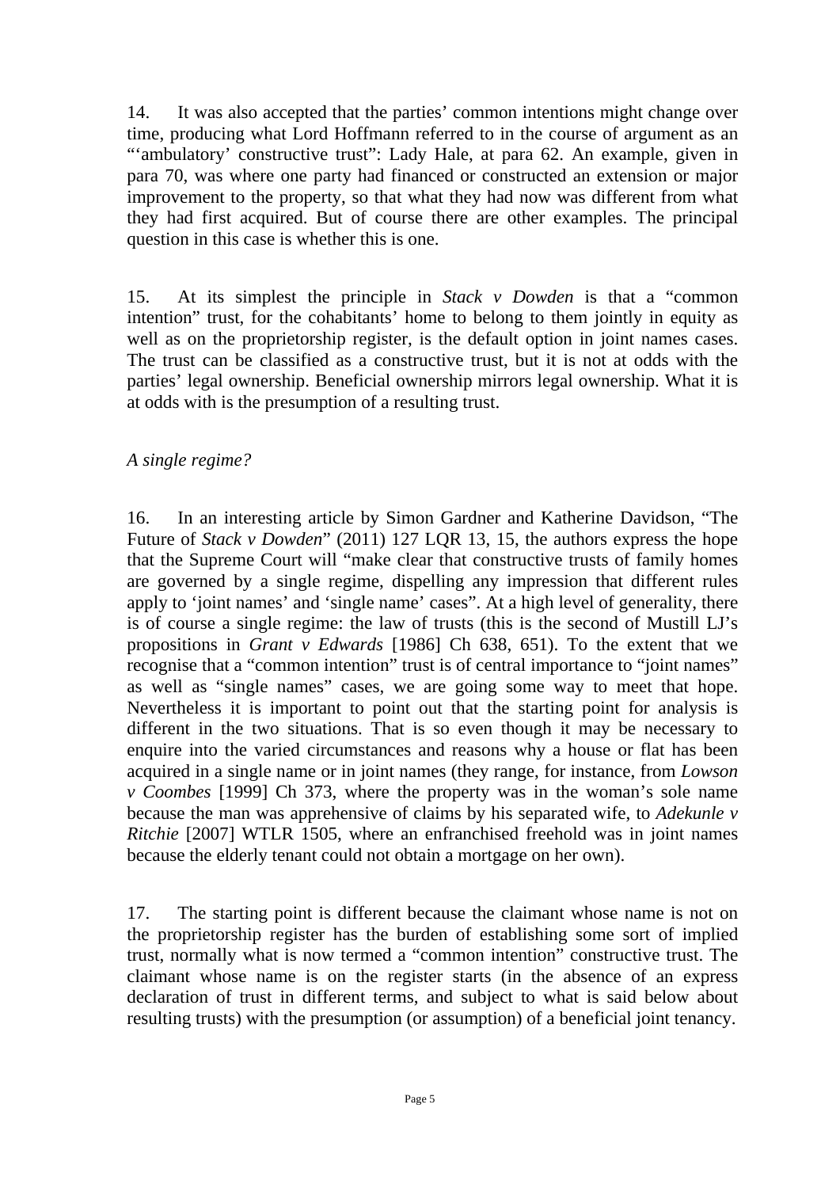14. It was also accepted that the parties' common intentions might change over time, producing what Lord Hoffmann referred to in the course of argument as an "'ambulatory' constructive trust": Lady Hale, at para 62. An example, given in para 70, was where one party had financed or constructed an extension or major improvement to the property, so that what they had now was different from what they had first acquired. But of course there are other examples. The principal question in this case is whether this is one.

15. At its simplest the principle in *Stack v Dowden* is that a "common intention" trust, for the cohabitants' home to belong to them jointly in equity as well as on the proprietorship register, is the default option in joint names cases. The trust can be classified as a constructive trust, but it is not at odds with the parties' legal ownership. Beneficial ownership mirrors legal ownership. What it is at odds with is the presumption of a resulting trust.

*A single regime?*

16. In an interesting article by Simon Gardner and Katherine Davidson, "The Future of *Stack v Dowden*" (2011) 127 LQR 13, 15, the authors express the hope that the Supreme Court will "make clear that constructive trusts of family homes are governed by a single regime, dispelling any impression that different rules apply to 'joint names' and 'single name' cases". At a high level of generality, there is of course a single regime: the law of trusts (this is the second of Mustill LJ's propositions in *Grant v Edwards* [1986] Ch 638, 651). To the extent that we recognise that a "common intention" trust is of central importance to "joint names" as well as "single names" cases, we are going some way to meet that hope. Nevertheless it is important to point out that the starting point for analysis is different in the two situations. That is so even though it may be necessary to enquire into the varied circumstances and reasons why a house or flat has been acquired in a single name or in joint names (they range, for instance, from *Lowson v Coombes* [1999] Ch 373, where the property was in the woman's sole name because the man was apprehensive of claims by his separated wife, to *Adekunle v Ritchie* [2007] WTLR 1505, where an enfranchised freehold was in joint names because the elderly tenant could not obtain a mortgage on her own).

17. The starting point is different because the claimant whose name is not on the proprietorship register has the burden of establishing some sort of implied trust, normally what is now termed a "common intention" constructive trust. The claimant whose name is on the register starts (in the absence of an express declaration of trust in different terms, and subject to what is said below about resulting trusts) with the presumption (or assumption) of a beneficial joint tenancy.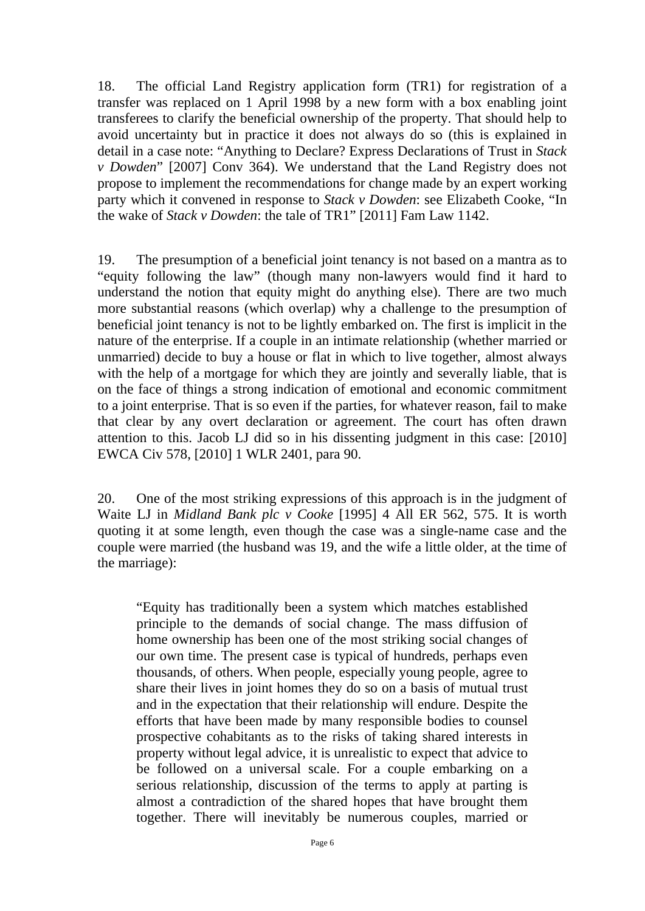18. The official Land Registry application form (TR1) for registration of a transfer was replaced on 1 April 1998 by a new form with a box enabling joint transferees to clarify the beneficial ownership of the property. That should help to avoid uncertainty but in practice it does not always do so (this is explained in detail in a case note: "Anything to Declare? Express Declarations of Trust in *Stack v Dowden*" [2007] Conv 364). We understand that the Land Registry does not propose to implement the recommendations for change made by an expert working party which it convened in response to *Stack v Dowden*: see Elizabeth Cooke, "In the wake of *Stack v Dowden*: the tale of TR1" [2011] Fam Law 1142.

19. The presumption of a beneficial joint tenancy is not based on a mantra as to "equity following the law" (though many non-lawyers would find it hard to understand the notion that equity might do anything else). There are two much more substantial reasons (which overlap) why a challenge to the presumption of beneficial joint tenancy is not to be lightly embarked on. The first is implicit in the nature of the enterprise. If a couple in an intimate relationship (whether married or unmarried) decide to buy a house or flat in which to live together, almost always with the help of a mortgage for which they are jointly and severally liable, that is on the face of things a strong indication of emotional and economic commitment to a joint enterprise. That is so even if the parties, for whatever reason, fail to make that clear by any overt declaration or agreement. The court has often drawn attention to this. Jacob LJ did so in his dissenting judgment in this case: [2010] EWCA Civ 578, [2010] 1 WLR 2401, para 90.

20. One of the most striking expressions of this approach is in the judgment of Waite LJ in *Midland Bank plc v Cooke* [1995] 4 All ER 562, 575. It is worth quoting it at some length, even though the case was a single-name case and the couple were married (the husband was 19, and the wife a little older, at the time of the marriage):

> "Equity has traditionally been a system which matches established principle to the demands of social change. The mass diffusion of home ownership has been one of the most striking social changes of our own time. The present case is typical of hundreds, perhaps even thousands, of others. When people, especially young people, agree to share their lives in joint homes they do so on a basis of mutual trust and in the expectation that their relationship will endure. Despite the efforts that have been made by many responsible bodies to counsel prospective cohabitants as to the risks of taking shared interests in property without legal advice, it is unrealistic to expect that advice to be followed on a universal scale. For a couple embarking on a serious relationship, discussion of the terms to apply at parting is almost a contradiction of the shared hopes that have brought them together. There will inevitably be numerous couples, married or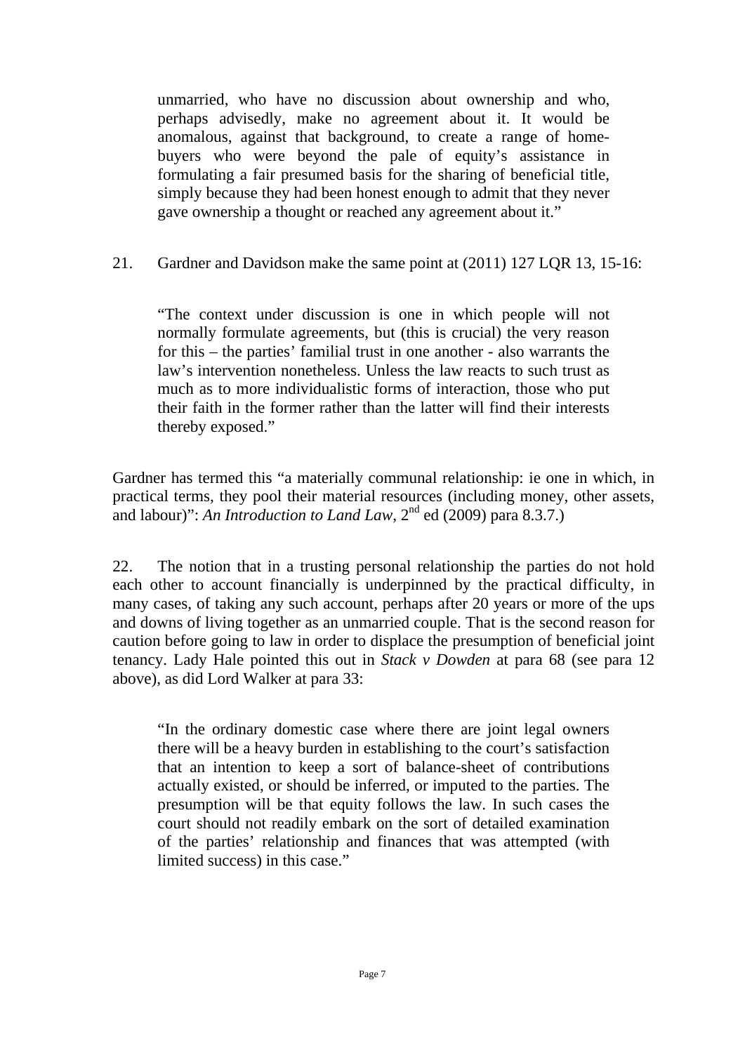> unmarried, who have no discussion about ownership and who, perhaps advisedly, make no agreement about it. It would be anomalous, against that background, to create a range of home-buyers who were beyond the pale of equity's assistance in formulating a fair presumed basis for the sharing of beneficial title, simply because they had been honest enough to admit that they never gave ownership a thought or reached any agreement about it."

21. Gardner and Davidson make the same point at (2011) 127 LQR 13, 15-16:

> "The context under discussion is one in which people will not normally formulate agreements, but (this is crucial) the very reason for this – the parties' familial trust in one another - also warrants the law's intervention nonetheless. Unless the law reacts to such trust as much as to more individualistic forms of interaction, those who put their faith in the former rather than the latter will find their interests thereby exposed."

Gardner has termed this "a materially communal relationship: ie one in which, in practical terms, they pool their material resources (including money, other assets, and labour)": *An Introduction to Land Law*, 2nd ed (2009) para 8.3.7.)

22. The notion that in a trusting personal relationship the parties do not hold each other to account financially is underpinned by the practical difficulty, in many cases, of taking any such account, perhaps after 20 years or more of the ups and downs of living together as an unmarried couple. That is the second reason for caution before going to law in order to displace the presumption of beneficial joint tenancy. Lady Hale pointed this out in *Stack v Dowden* at para 68 (see para 12 above), as did Lord Walker at para 33:

> "In the ordinary domestic case where there are joint legal owners there will be a heavy burden in establishing to the court's satisfaction that an intention to keep a sort of balance-sheet of contributions actually existed, or should be inferred, or imputed to the parties. The presumption will be that equity follows the law. In such cases the court should not readily embark on the sort of detailed examination of the parties' relationship and finances that was attempted (with limited success) in this case."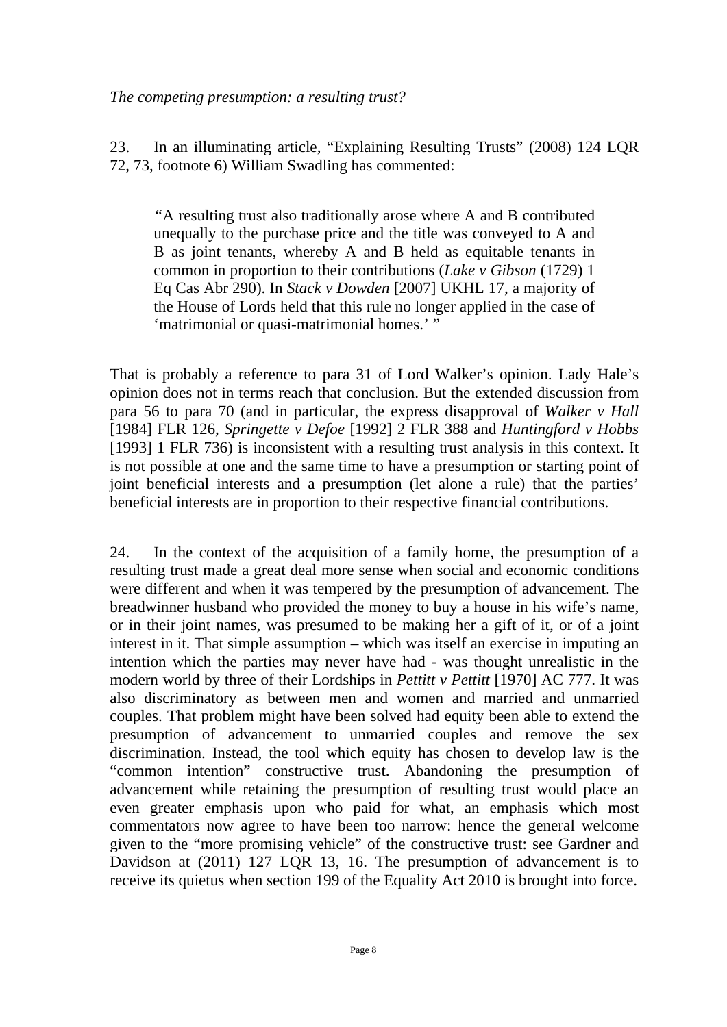*The competing presumption: a resulting trust?*

23. In an illuminating article, "Explaining Resulting Trusts" (2008) 124 LQR 72, 73, footnote 6) William Swadling has commented:

> "A resulting trust also traditionally arose where A and B contributed unequally to the purchase price and the title was conveyed to A and B as joint tenants, whereby A and B held as equitable tenants in common in proportion to their contributions (*Lake v Gibson* (1729) 1 Eq Cas Abr 290). In *Stack v Dowden* [2007] UKHL 17, a majority of the House of Lords held that this rule no longer applied in the case of 'matrimonial or quasi-matrimonial homes.' "

That is probably a reference to para 31 of Lord Walker's opinion. Lady Hale's opinion does not in terms reach that conclusion. But the extended discussion from para 56 to para 70 (and in particular, the express disapproval of *Walker v Hall* [1984] FLR 126, *Springette v Defoe* [1992] 2 FLR 388 and *Huntingford v Hobbs* [1993] 1 FLR 736) is inconsistent with a resulting trust analysis in this context. It is not possible at one and the same time to have a presumption or starting point of joint beneficial interests and a presumption (let alone a rule) that the parties' beneficial interests are in proportion to their respective financial contributions.

24. In the context of the acquisition of a family home, the presumption of a resulting trust made a great deal more sense when social and economic conditions were different and when it was tempered by the presumption of advancement. The breadwinner husband who provided the money to buy a house in his wife's name, or in their joint names, was presumed to be making her a gift of it, or of a joint interest in it. That simple assumption – which was itself an exercise in imputing an intention which the parties may never have had - was thought unrealistic in the modern world by three of their Lordships in *Pettitt v Pettitt* [1970] AC 777. It was also discriminatory as between men and women and married and unmarried couples. That problem might have been solved had equity been able to extend the presumption of advancement to unmarried couples and remove the sex discrimination. Instead, the tool which equity has chosen to develop law is the "common intention" constructive trust. Abandoning the presumption of advancement while retaining the presumption of resulting trust would place an even greater emphasis upon who paid for what, an emphasis which most commentators now agree to have been too narrow: hence the general welcome given to the "more promising vehicle" of the constructive trust: see Gardner and Davidson at (2011) 127 LQR 13, 16. The presumption of advancement is to receive its quietus when section 199 of the Equality Act 2010 is brought into force.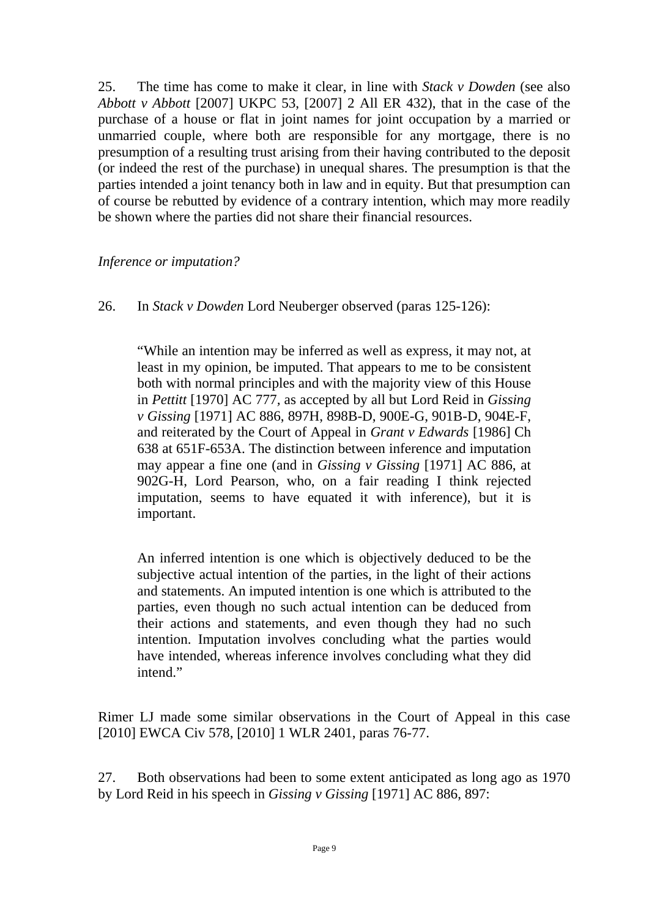25. The time has come to make it clear, in line with *Stack v Dowden* (see also *Abbott v Abbott* [2007] UKPC 53, [2007] 2 All ER 432), that in the case of the purchase of a house or flat in joint names for joint occupation by a married or unmarried couple, where both are responsible for any mortgage, there is no presumption of a resulting trust arising from their having contributed to the deposit (or indeed the rest of the purchase) in unequal shares. The presumption is that the parties intended a joint tenancy both in law and in equity. But that presumption can of course be rebutted by evidence of a contrary intention, which may more readily be shown where the parties did not share their financial resources.

*Inference or imputation?*

26. In *Stack v Dowden* Lord Neuberger observed (paras 125-126):

> "While an intention may be inferred as well as express, it may not, at least in my opinion, be imputed. That appears to me to be consistent both with normal principles and with the majority view of this House in *Pettitt* [1970] AC 777, as accepted by all but Lord Reid in *Gissing v Gissing* [1971] AC 886, 897H, 898B-D, 900E-G, 901B-D, 904E-F, and reiterated by the Court of Appeal in *Grant v Edwards* [1986] Ch 638 at 651F-653A. The distinction between inference and imputation may appear a fine one (and in *Gissing v Gissing* [1971] AC 886, at 902G-H, Lord Pearson, who, on a fair reading I think rejected imputation, seems to have equated it with inference), but it is important.
>
> An inferred intention is one which is objectively deduced to be the subjective actual intention of the parties, in the light of their actions and statements. An imputed intention is one which is attributed to the parties, even though no such actual intention can be deduced from their actions and statements, and even though they had no such intention. Imputation involves concluding what the parties would have intended, whereas inference involves concluding what they did intend."

Rimer LJ made some similar observations in the Court of Appeal in this case [2010] EWCA Civ 578, [2010] 1 WLR 2401, paras 76-77.

27. Both observations had been to some extent anticipated as long ago as 1970 by Lord Reid in his speech in *Gissing v Gissing* [1971] AC 886, 897: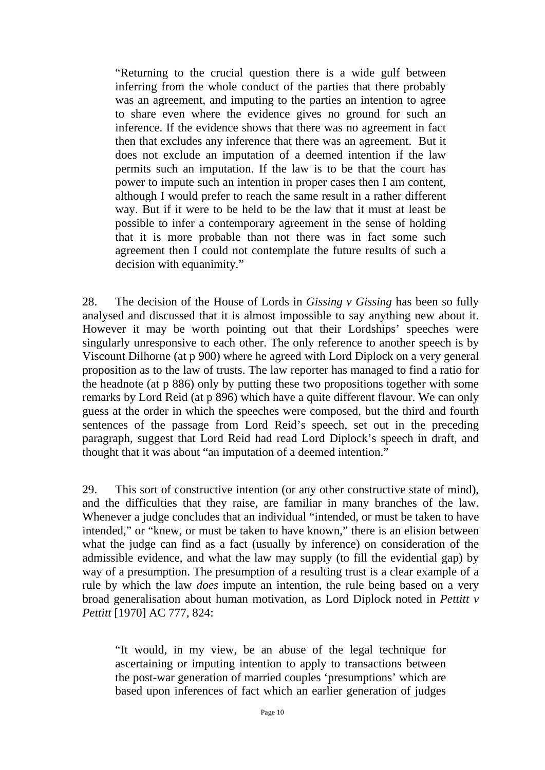> "Returning to the crucial question there is a wide gulf between inferring from the whole conduct of the parties that there probably was an agreement, and imputing to the parties an intention to agree to share even where the evidence gives no ground for such an inference. If the evidence shows that there was no agreement in fact then that excludes any inference that there was an agreement. But it does not exclude an imputation of a deemed intention if the law permits such an imputation. If the law is to be that the court has power to impute such an intention in proper cases then I am content, although I would prefer to reach the same result in a rather different way. But if it were to be held to be the law that it must at least be possible to infer a contemporary agreement in the sense of holding that it is more probable than not there was in fact some such agreement then I could not contemplate the future results of such a decision with equanimity."

28. The decision of the House of Lords in *Gissing v Gissing* has been so fully analysed and discussed that it is almost impossible to say anything new about it. However it may be worth pointing out that their Lordships' speeches were singularly unresponsive to each other. The only reference to another speech is by Viscount Dilhorne (at p 900) where he agreed with Lord Diplock on a very general proposition as to the law of trusts. The law reporter has managed to find a ratio for the headnote (at p 886) only by putting these two propositions together with some remarks by Lord Reid (at p 896) which have a quite different flavour. We can only guess at the order in which the speeches were composed, but the third and fourth sentences of the passage from Lord Reid's speech, set out in the preceding paragraph, suggest that Lord Reid had read Lord Diplock's speech in draft, and thought that it was about "an imputation of a deemed intention."

29. This sort of constructive intention (or any other constructive state of mind), and the difficulties that they raise, are familiar in many branches of the law. Whenever a judge concludes that an individual "intended, or must be taken to have intended," or "knew, or must be taken to have known," there is an elision between what the judge can find as a fact (usually by inference) on consideration of the admissible evidence, and what the law may supply (to fill the evidential gap) by way of a presumption. The presumption of a resulting trust is a clear example of a rule by which the law *does* impute an intention, the rule being based on a very broad generalisation about human motivation, as Lord Diplock noted in *Pettitt v Pettitt* [1970] AC 777, 824:

> "It would, in my view, be an abuse of the legal technique for ascertaining or imputing intention to apply to transactions between the post-war generation of married couples 'presumptions' which are based upon inferences of fact which an earlier generation of judges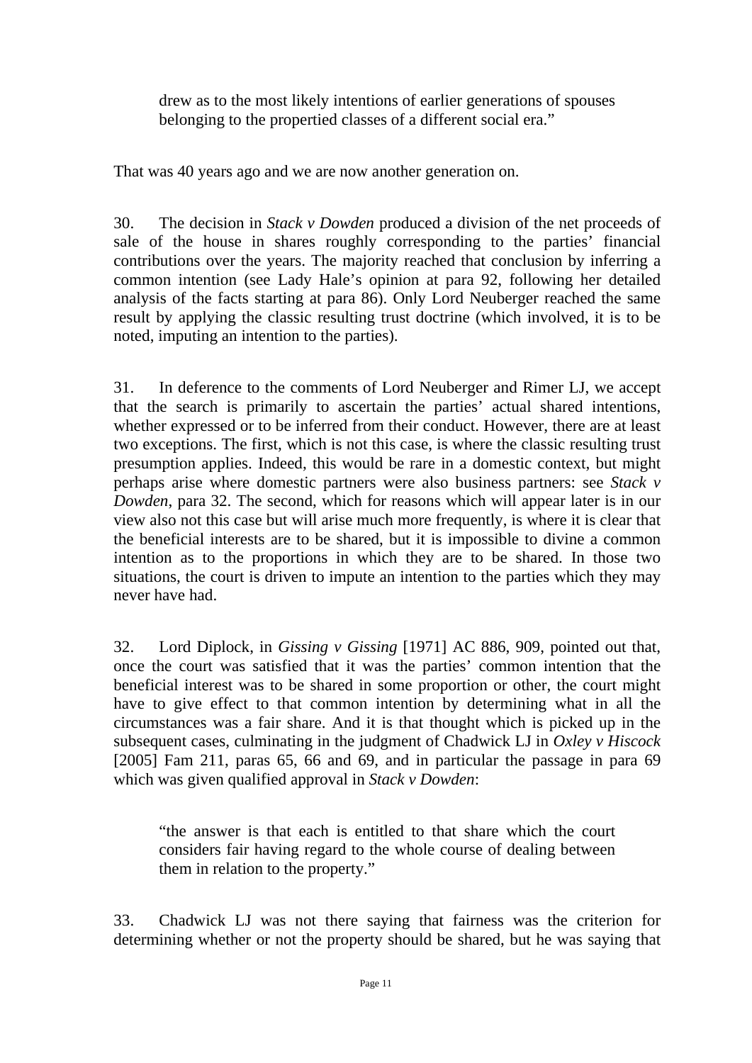> drew as to the most likely intentions of earlier generations of spouses belonging to the propertied classes of a different social era."

That was 40 years ago and we are now another generation on.

30. The decision in *Stack v Dowden* produced a division of the net proceeds of sale of the house in shares roughly corresponding to the parties' financial contributions over the years. The majority reached that conclusion by inferring a common intention (see Lady Hale's opinion at para 92, following her detailed analysis of the facts starting at para 86). Only Lord Neuberger reached the same result by applying the classic resulting trust doctrine (which involved, it is to be noted, imputing an intention to the parties).

31. In deference to the comments of Lord Neuberger and Rimer LJ, we accept that the search is primarily to ascertain the parties' actual shared intentions, whether expressed or to be inferred from their conduct. However, there are at least two exceptions. The first, which is not this case, is where the classic resulting trust presumption applies. Indeed, this would be rare in a domestic context, but might perhaps arise where domestic partners were also business partners: see *Stack v Dowden*, para 32. The second, which for reasons which will appear later is in our view also not this case but will arise much more frequently, is where it is clear that the beneficial interests are to be shared, but it is impossible to divine a common intention as to the proportions in which they are to be shared. In those two situations, the court is driven to impute an intention to the parties which they may never have had.

32. Lord Diplock, in *Gissing v Gissing* [1971] AC 886, 909, pointed out that, once the court was satisfied that it was the parties' common intention that the beneficial interest was to be shared in some proportion or other, the court might have to give effect to that common intention by determining what in all the circumstances was a fair share. And it is that thought which is picked up in the subsequent cases, culminating in the judgment of Chadwick LJ in *Oxley v Hiscock* [2005] Fam 211, paras 65, 66 and 69, and in particular the passage in para 69 which was given qualified approval in *Stack v Dowden*:

> "the answer is that each is entitled to that share which the court considers fair having regard to the whole course of dealing between them in relation to the property."

33. Chadwick LJ was not there saying that fairness was the criterion for determining whether or not the property should be shared, but he was saying that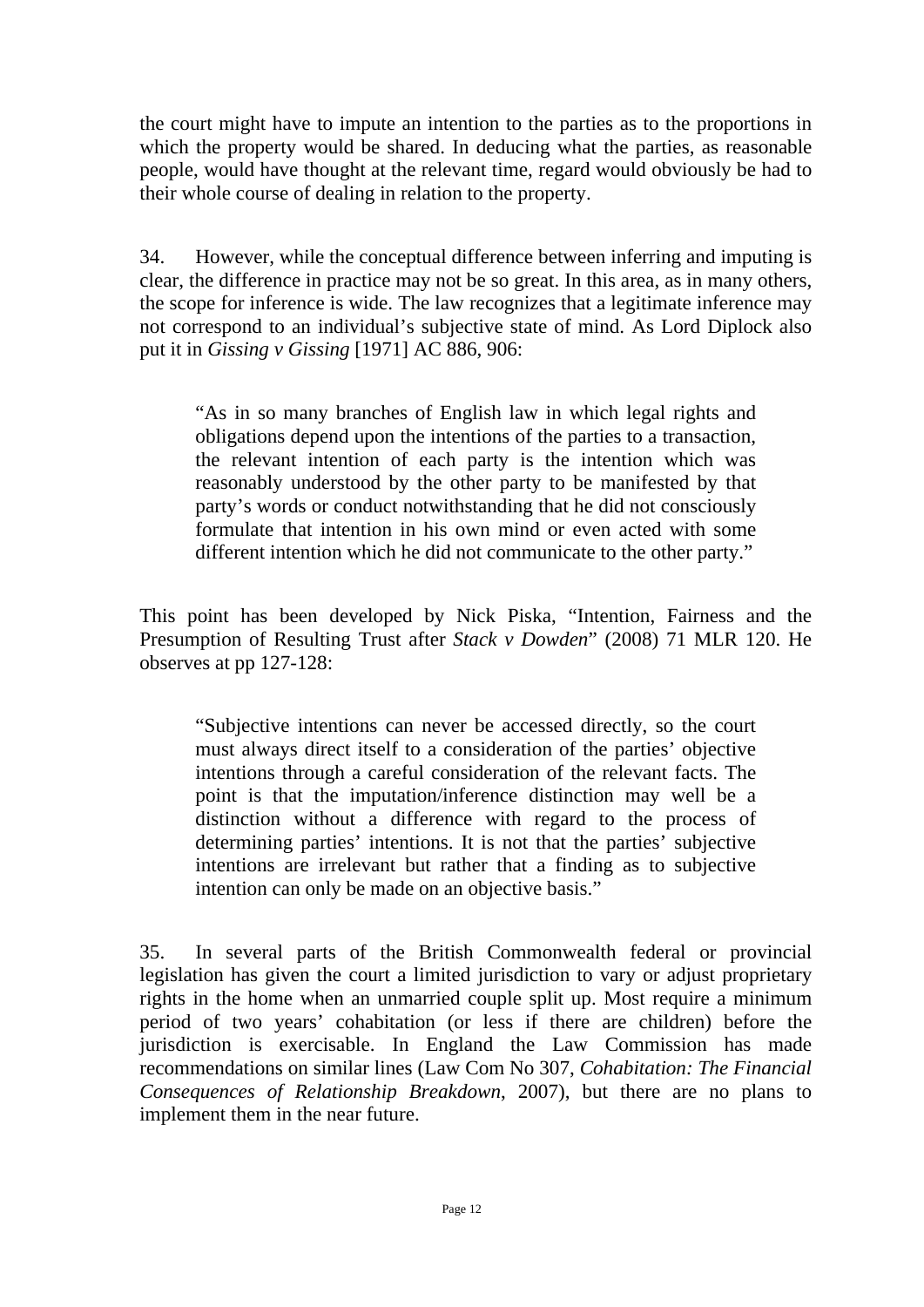the court might have to impute an intention to the parties as to the proportions in which the property would be shared. In deducing what the parties, as reasonable people, would have thought at the relevant time, regard would obviously be had to their whole course of dealing in relation to the property.

34. However, while the conceptual difference between inferring and imputing is clear, the difference in practice may not be so great. In this area, as in many others, the scope for inference is wide. The law recognizes that a legitimate inference may not correspond to an individual's subjective state of mind. As Lord Diplock also put it in *Gissing v Gissing* [1971] AC 886, 906:

> "As in so many branches of English law in which legal rights and obligations depend upon the intentions of the parties to a transaction, the relevant intention of each party is the intention which was reasonably understood by the other party to be manifested by that party's words or conduct notwithstanding that he did not consciously formulate that intention in his own mind or even acted with some different intention which he did not communicate to the other party."

This point has been developed by Nick Piska, "Intention, Fairness and the Presumption of Resulting Trust after *Stack v Dowden*" (2008) 71 MLR 120. He observes at pp 127-128:

> "Subjective intentions can never be accessed directly, so the court must always direct itself to a consideration of the parties' objective intentions through a careful consideration of the relevant facts. The point is that the imputation/inference distinction may well be a distinction without a difference with regard to the process of determining parties' intentions. It is not that the parties' subjective intentions are irrelevant but rather that a finding as to subjective intention can only be made on an objective basis."

35. In several parts of the British Commonwealth federal or provincial legislation has given the court a limited jurisdiction to vary or adjust proprietary rights in the home when an unmarried couple split up. Most require a minimum period of two years' cohabitation (or less if there are children) before the jurisdiction is exercisable. In England the Law Commission has made recommendations on similar lines (Law Com No 307, *Cohabitation: The Financial Consequences of Relationship Breakdown*, 2007), but there are no plans to implement them in the near future.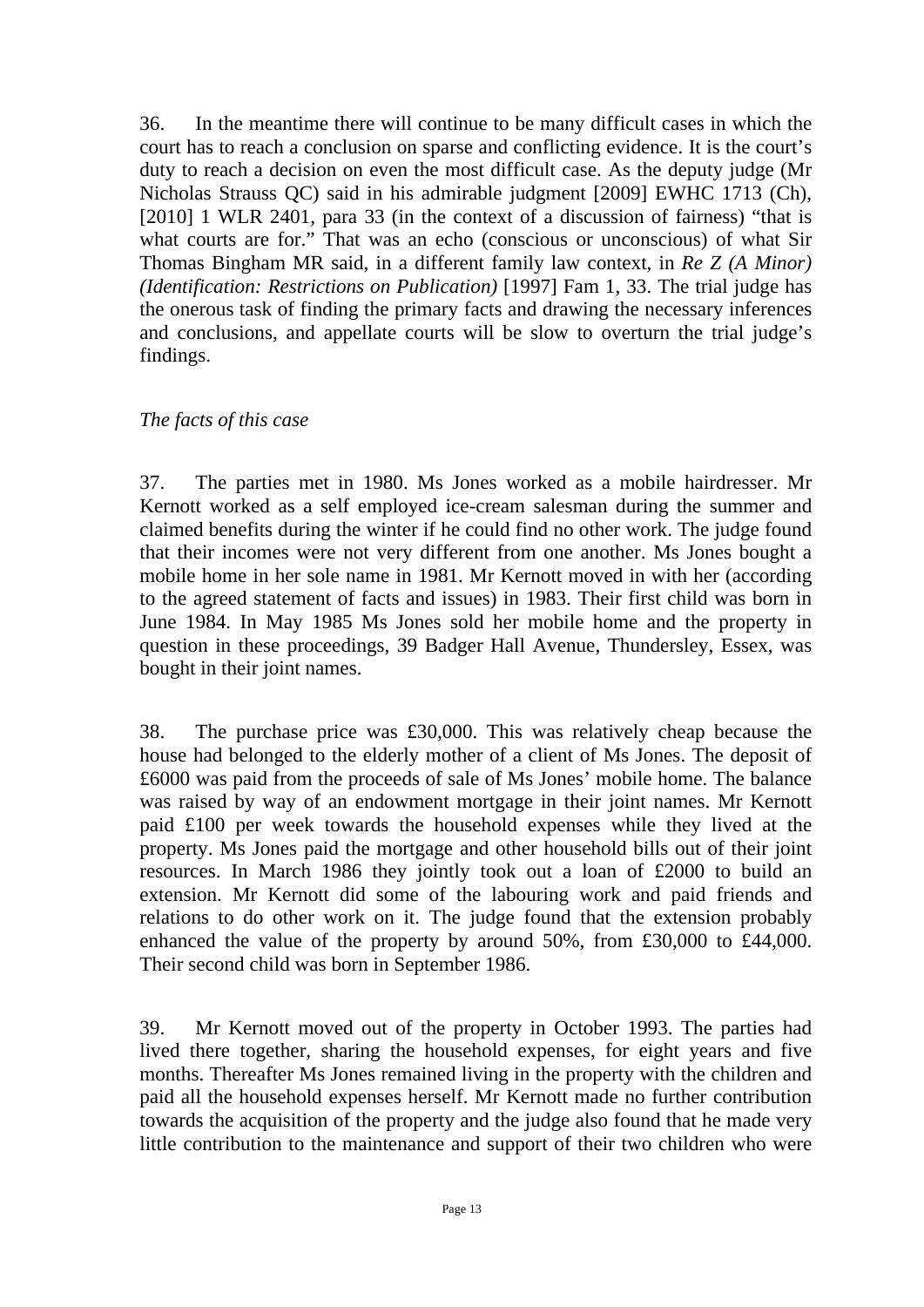36. In the meantime there will continue to be many difficult cases in which the court has to reach a conclusion on sparse and conflicting evidence. It is the court's duty to reach a decision on even the most difficult case. As the deputy judge (Mr Nicholas Strauss QC) said in his admirable judgment [2009] EWHC 1713 (Ch), [2010] 1 WLR 2401, para 33 (in the context of a discussion of fairness) "that is what courts are for." That was an echo (conscious or unconscious) of what Sir Thomas Bingham MR said, in a different family law context, in *Re Z (A Minor) (Identification: Restrictions on Publication)* [1997] Fam 1, 33. The trial judge has the onerous task of finding the primary facts and drawing the necessary inferences and conclusions, and appellate courts will be slow to overturn the trial judge's findings.

*The facts of this case*

37. The parties met in 1980. Ms Jones worked as a mobile hairdresser. Mr Kernott worked as a self employed ice-cream salesman during the summer and claimed benefits during the winter if he could find no other work. The judge found that their incomes were not very different from one another. Ms Jones bought a mobile home in her sole name in 1981. Mr Kernott moved in with her (according to the agreed statement of facts and issues) in 1983. Their first child was born in June 1984. In May 1985 Ms Jones sold her mobile home and the property in question in these proceedings, 39 Badger Hall Avenue, Thundersley, Essex, was bought in their joint names.

38. The purchase price was £30,000. This was relatively cheap because the house had belonged to the elderly mother of a client of Ms Jones. The deposit of £6000 was paid from the proceeds of sale of Ms Jones' mobile home. The balance was raised by way of an endowment mortgage in their joint names. Mr Kernott paid £100 per week towards the household expenses while they lived at the property. Ms Jones paid the mortgage and other household bills out of their joint resources. In March 1986 they jointly took out a loan of £2000 to build an extension. Mr Kernott did some of the labouring work and paid friends and relations to do other work on it. The judge found that the extension probably enhanced the value of the property by around 50%, from £30,000 to £44,000. Their second child was born in September 1986.

39. Mr Kernott moved out of the property in October 1993. The parties had lived there together, sharing the household expenses, for eight years and five months. Thereafter Ms Jones remained living in the property with the children and paid all the household expenses herself. Mr Kernott made no further contribution towards the acquisition of the property and the judge also found that he made very little contribution to the maintenance and support of their two children who were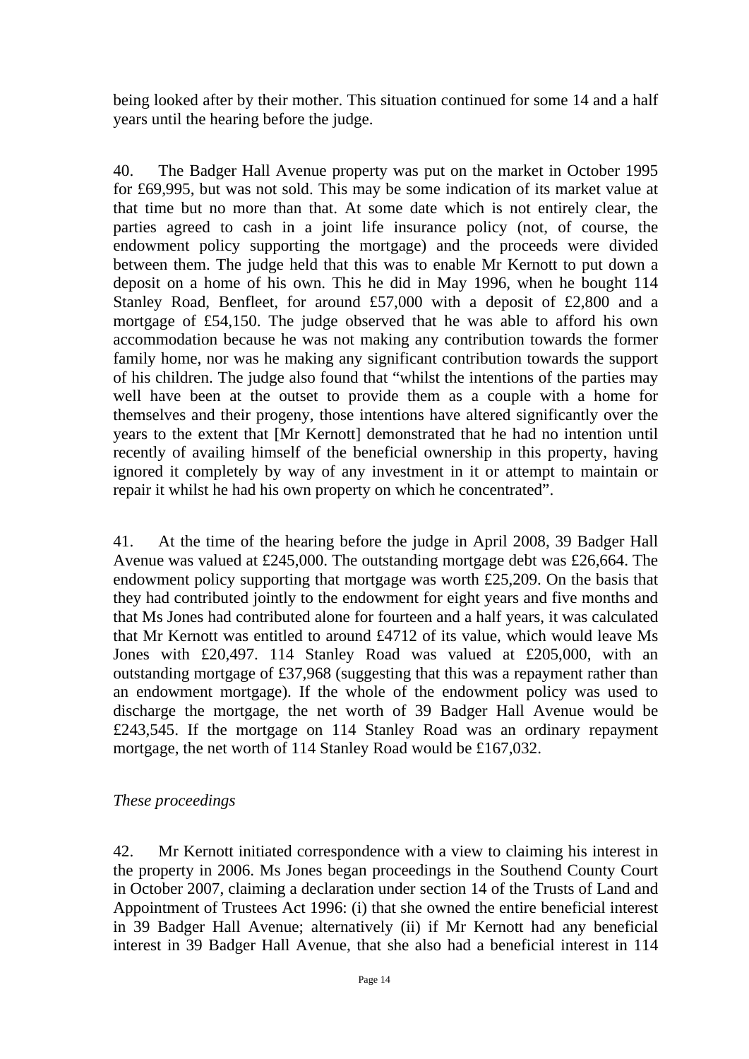being looked after by their mother. This situation continued for some 14 and a half years until the hearing before the judge.

40. The Badger Hall Avenue property was put on the market in October 1995 for £69,995, but was not sold. This may be some indication of its market value at that time but no more than that. At some date which is not entirely clear, the parties agreed to cash in a joint life insurance policy (not, of course, the endowment policy supporting the mortgage) and the proceeds were divided between them. The judge held that this was to enable Mr Kernott to put down a deposit on a home of his own. This he did in May 1996, when he bought 114 Stanley Road, Benfleet, for around £57,000 with a deposit of £2,800 and a mortgage of £54,150. The judge observed that he was able to afford his own accommodation because he was not making any contribution towards the former family home, nor was he making any significant contribution towards the support of his children. The judge also found that "whilst the intentions of the parties may well have been at the outset to provide them as a couple with a home for themselves and their progeny, those intentions have altered significantly over the years to the extent that [Mr Kernott] demonstrated that he had no intention until recently of availing himself of the beneficial ownership in this property, having ignored it completely by way of any investment in it or attempt to maintain or repair it whilst he had his own property on which he concentrated".

41. At the time of the hearing before the judge in April 2008, 39 Badger Hall Avenue was valued at £245,000. The outstanding mortgage debt was £26,664. The endowment policy supporting that mortgage was worth £25,209. On the basis that they had contributed jointly to the endowment for eight years and five months and that Ms Jones had contributed alone for fourteen and a half years, it was calculated that Mr Kernott was entitled to around £4712 of its value, which would leave Ms Jones with £20,497. 114 Stanley Road was valued at £205,000, with an outstanding mortgage of £37,968 (suggesting that this was a repayment rather than an endowment mortgage). If the whole of the endowment policy was used to discharge the mortgage, the net worth of 39 Badger Hall Avenue would be £243,545. If the mortgage on 114 Stanley Road was an ordinary repayment mortgage, the net worth of 114 Stanley Road would be £167,032.

*These proceedings*

42. Mr Kernott initiated correspondence with a view to claiming his interest in the property in 2006. Ms Jones began proceedings in the Southend County Court in October 2007, claiming a declaration under section 14 of the Trusts of Land and Appointment of Trustees Act 1996: (i) that she owned the entire beneficial interest in 39 Badger Hall Avenue; alternatively (ii) if Mr Kernott had any beneficial interest in 39 Badger Hall Avenue, that she also had a beneficial interest in 114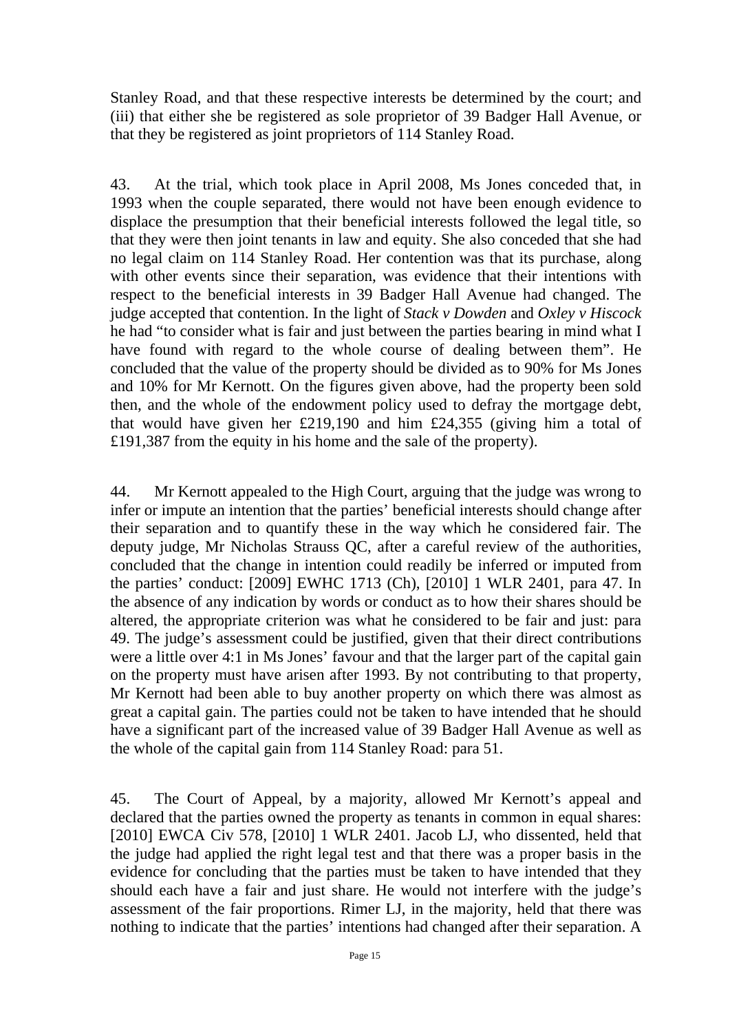Stanley Road, and that these respective interests be determined by the court; and (iii) that either she be registered as sole proprietor of 39 Badger Hall Avenue, or that they be registered as joint proprietors of 114 Stanley Road.

43. At the trial, which took place in April 2008, Ms Jones conceded that, in 1993 when the couple separated, there would not have been enough evidence to displace the presumption that their beneficial interests followed the legal title, so that they were then joint tenants in law and equity. She also conceded that she had no legal claim on 114 Stanley Road. Her contention was that its purchase, along with other events since their separation, was evidence that their intentions with respect to the beneficial interests in 39 Badger Hall Avenue had changed. The judge accepted that contention. In the light of *Stack v Dowden* and *Oxley v Hiscock* he had "to consider what is fair and just between the parties bearing in mind what I have found with regard to the whole course of dealing between them". He concluded that the value of the property should be divided as to 90% for Ms Jones and 10% for Mr Kernott. On the figures given above, had the property been sold then, and the whole of the endowment policy used to defray the mortgage debt, that would have given her £219,190 and him £24,355 (giving him a total of £191,387 from the equity in his home and the sale of the property).

44. Mr Kernott appealed to the High Court, arguing that the judge was wrong to infer or impute an intention that the parties' beneficial interests should change after their separation and to quantify these in the way which he considered fair. The deputy judge, Mr Nicholas Strauss QC, after a careful review of the authorities, concluded that the change in intention could readily be inferred or imputed from the parties' conduct: [2009] EWHC 1713 (Ch), [2010] 1 WLR 2401, para 47. In the absence of any indication by words or conduct as to how their shares should be altered, the appropriate criterion was what he considered to be fair and just: para 49. The judge's assessment could be justified, given that their direct contributions were a little over 4:1 in Ms Jones' favour and that the larger part of the capital gain on the property must have arisen after 1993. By not contributing to that property, Mr Kernott had been able to buy another property on which there was almost as great a capital gain. The parties could not be taken to have intended that he should have a significant part of the increased value of 39 Badger Hall Avenue as well as the whole of the capital gain from 114 Stanley Road: para 51.

45. The Court of Appeal, by a majority, allowed Mr Kernott's appeal and declared that the parties owned the property as tenants in common in equal shares: [2010] EWCA Civ 578, [2010] 1 WLR 2401. Jacob LJ, who dissented, held that the judge had applied the right legal test and that there was a proper basis in the evidence for concluding that the parties must be taken to have intended that they should each have a fair and just share. He would not interfere with the judge's assessment of the fair proportions. Rimer LJ, in the majority, held that there was nothing to indicate that the parties' intentions had changed after their separation. A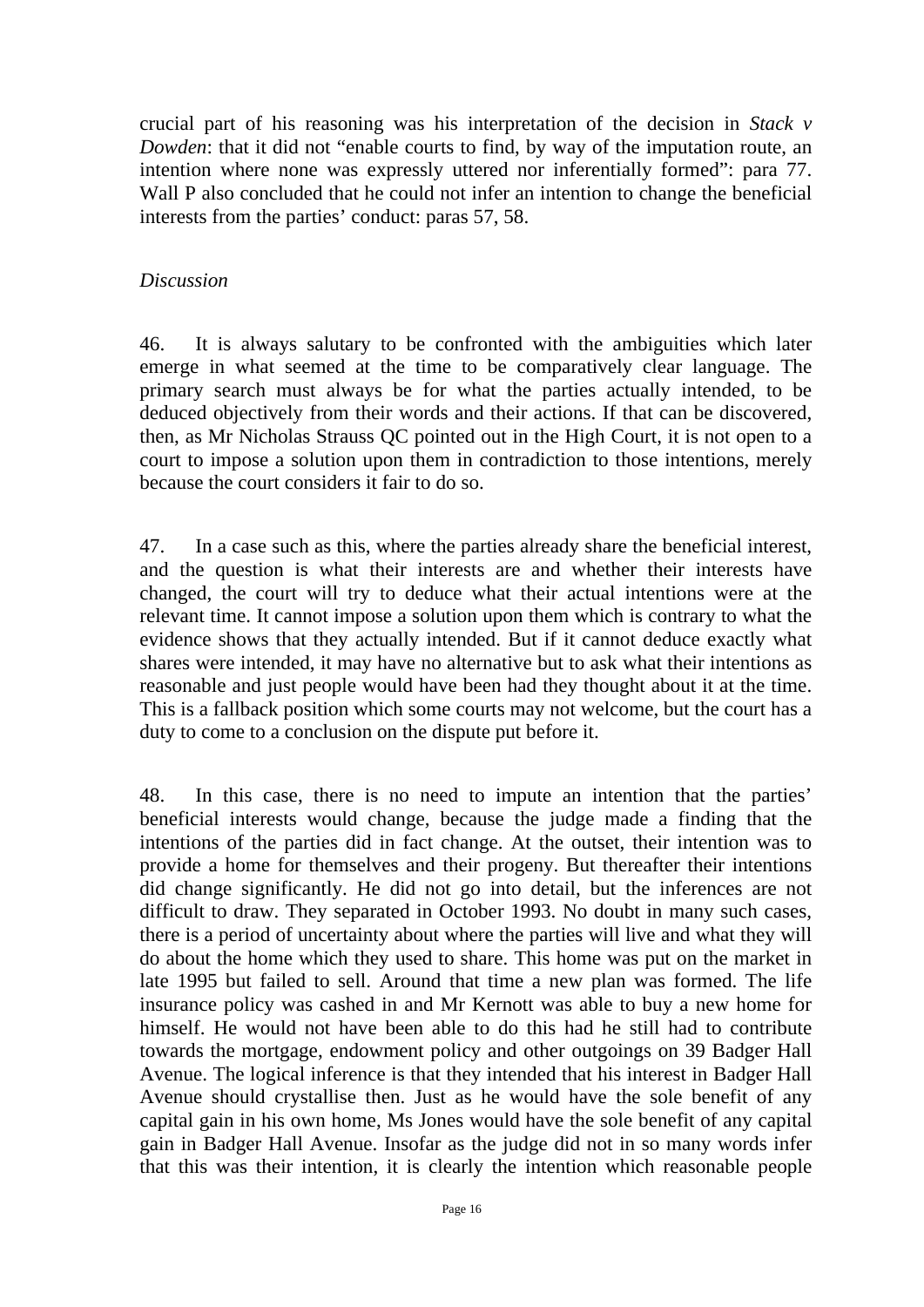crucial part of his reasoning was his interpretation of the decision in *Stack v Dowden*: that it did not "enable courts to find, by way of the imputation route, an intention where none was expressly uttered nor inferentially formed": para 77. Wall P also concluded that he could not infer an intention to change the beneficial interests from the parties' conduct: paras 57, 58.

*Discussion*

46. It is always salutary to be confronted with the ambiguities which later emerge in what seemed at the time to be comparatively clear language. The primary search must always be for what the parties actually intended, to be deduced objectively from their words and their actions. If that can be discovered, then, as Mr Nicholas Strauss QC pointed out in the High Court, it is not open to a court to impose a solution upon them in contradiction to those intentions, merely because the court considers it fair to do so.

47. In a case such as this, where the parties already share the beneficial interest, and the question is what their interests are and whether their interests have changed, the court will try to deduce what their actual intentions were at the relevant time. It cannot impose a solution upon them which is contrary to what the evidence shows that they actually intended. But if it cannot deduce exactly what shares were intended, it may have no alternative but to ask what their intentions as reasonable and just people would have been had they thought about it at the time. This is a fallback position which some courts may not welcome, but the court has a duty to come to a conclusion on the dispute put before it.

48. In this case, there is no need to impute an intention that the parties' beneficial interests would change, because the judge made a finding that the intentions of the parties did in fact change. At the outset, their intention was to provide a home for themselves and their progeny. But thereafter their intentions did change significantly. He did not go into detail, but the inferences are not difficult to draw. They separated in October 1993. No doubt in many such cases, there is a period of uncertainty about where the parties will live and what they will do about the home which they used to share. This home was put on the market in late 1995 but failed to sell. Around that time a new plan was formed. The life insurance policy was cashed in and Mr Kernott was able to buy a new home for himself. He would not have been able to do this had he still had to contribute towards the mortgage, endowment policy and other outgoings on 39 Badger Hall Avenue. The logical inference is that they intended that his interest in Badger Hall Avenue should crystallise then. Just as he would have the sole benefit of any capital gain in his own home, Ms Jones would have the sole benefit of any capital gain in Badger Hall Avenue. Insofar as the judge did not in so many words infer that this was their intention, it is clearly the intention which reasonable people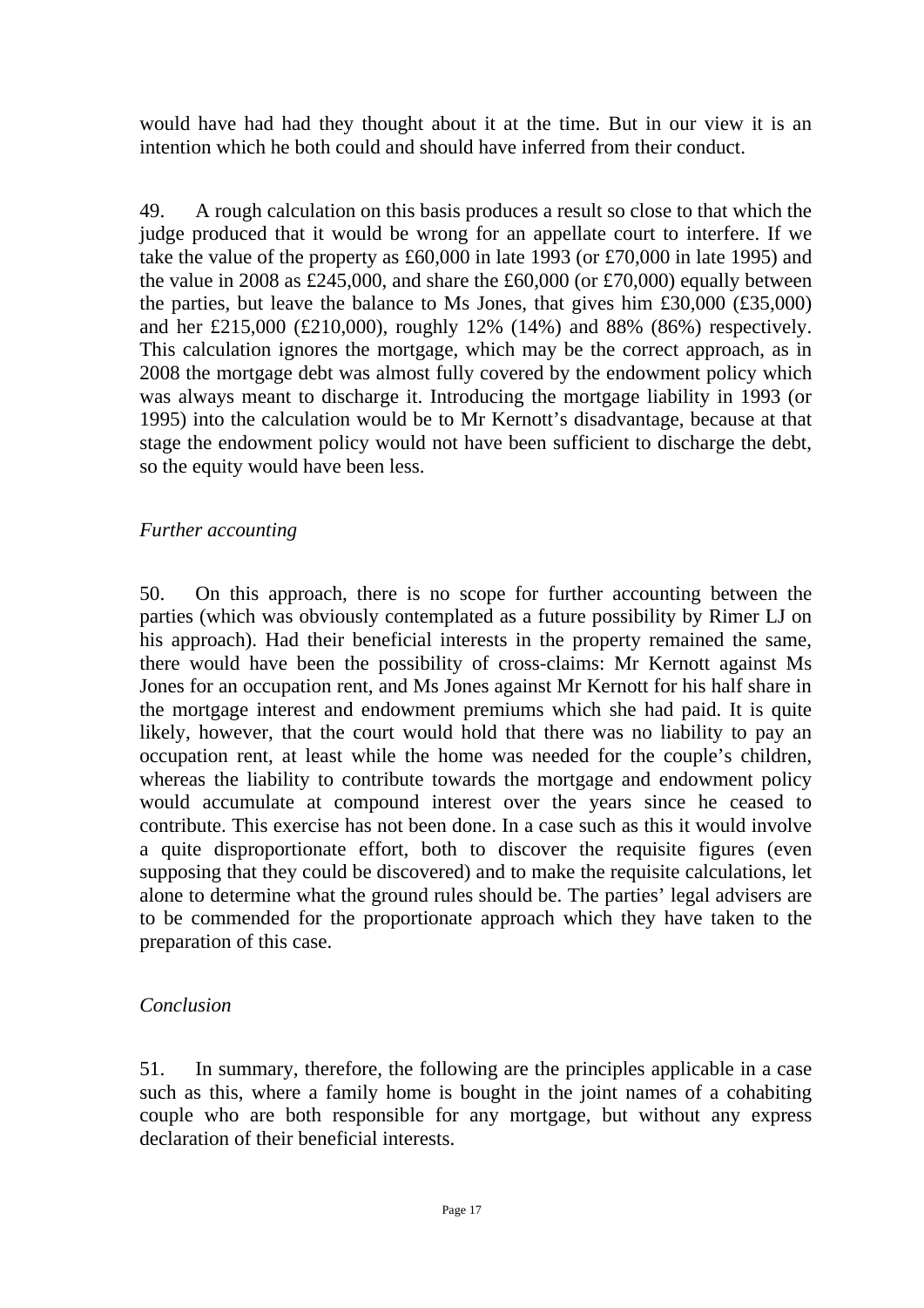would have had had they thought about it at the time. But in our view it is an intention which he both could and should have inferred from their conduct.

49. A rough calculation on this basis produces a result so close to that which the judge produced that it would be wrong for an appellate court to interfere. If we take the value of the property as £60,000 in late 1993 (or £70,000 in late 1995) and the value in 2008 as £245,000, and share the £60,000 (or £70,000) equally between the parties, but leave the balance to Ms Jones, that gives him £30,000 (£35,000) and her £215,000 (£210,000), roughly 12% (14%) and 88% (86%) respectively. This calculation ignores the mortgage, which may be the correct approach, as in 2008 the mortgage debt was almost fully covered by the endowment policy which was always meant to discharge it. Introducing the mortgage liability in 1993 (or 1995) into the calculation would be to Mr Kernott's disadvantage, because at that stage the endowment policy would not have been sufficient to discharge the debt, so the equity would have been less.

*Further accounting*

50. On this approach, there is no scope for further accounting between the parties (which was obviously contemplated as a future possibility by Rimer LJ on his approach). Had their beneficial interests in the property remained the same, there would have been the possibility of cross-claims: Mr Kernott against Ms Jones for an occupation rent, and Ms Jones against Mr Kernott for his half share in the mortgage interest and endowment premiums which she had paid. It is quite likely, however, that the court would hold that there was no liability to pay an occupation rent, at least while the home was needed for the couple's children, whereas the liability to contribute towards the mortgage and endowment policy would accumulate at compound interest over the years since he ceased to contribute. This exercise has not been done. In a case such as this it would involve a quite disproportionate effort, both to discover the requisite figures (even supposing that they could be discovered) and to make the requisite calculations, let alone to determine what the ground rules should be. The parties' legal advisers are to be commended for the proportionate approach which they have taken to the preparation of this case.

*Conclusion*

51. In summary, therefore, the following are the principles applicable in a case such as this, where a family home is bought in the joint names of a cohabiting couple who are both responsible for any mortgage, but without any express declaration of their beneficial interests.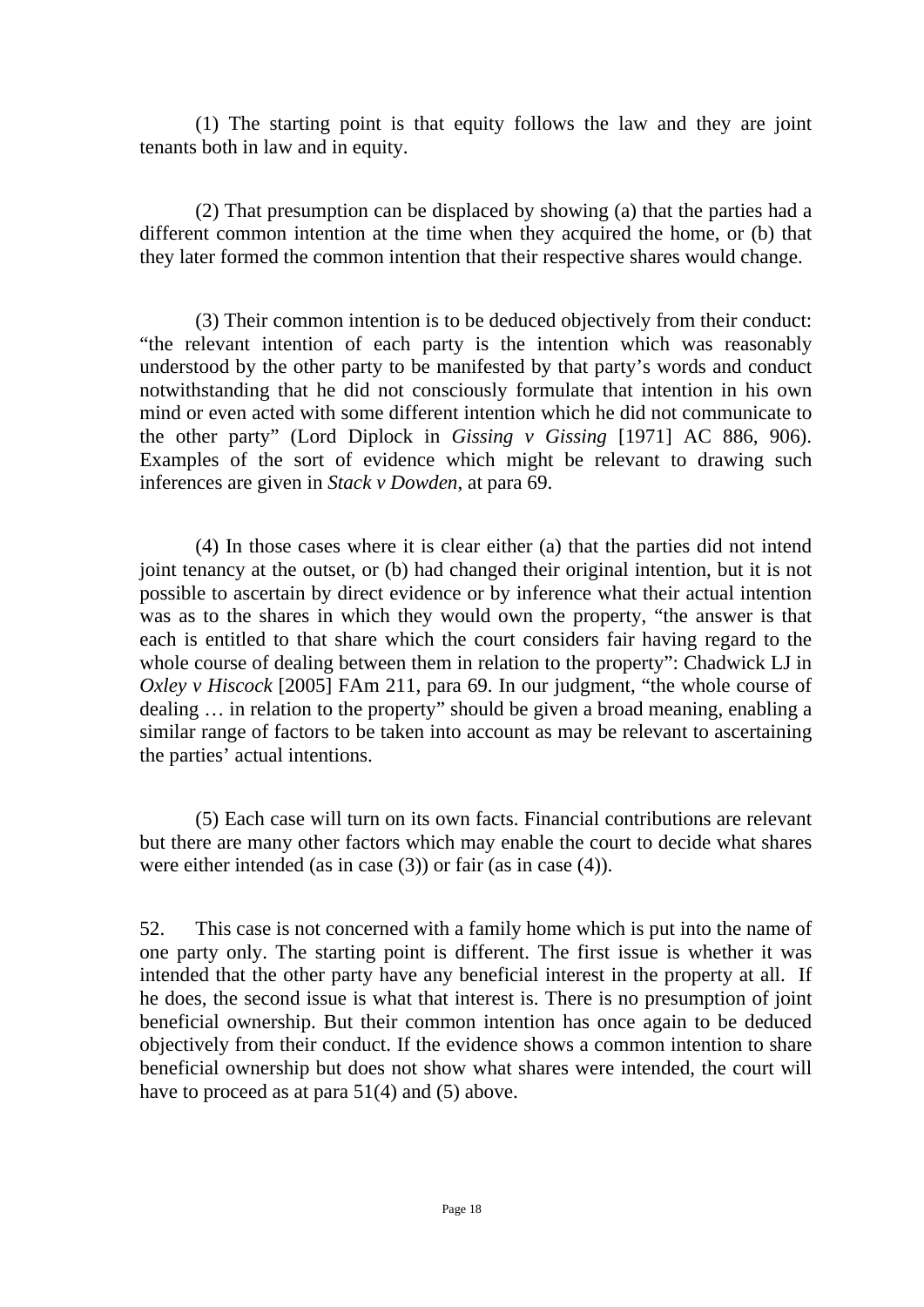(1) The starting point is that equity follows the law and they are joint tenants both in law and in equity.

(2) That presumption can be displaced by showing (a) that the parties had a different common intention at the time when they acquired the home, or (b) that they later formed the common intention that their respective shares would change.

(3) Their common intention is to be deduced objectively from their conduct: "the relevant intention of each party is the intention which was reasonably understood by the other party to be manifested by that party's words and conduct notwithstanding that he did not consciously formulate that intention in his own mind or even acted with some different intention which he did not communicate to the other party" (Lord Diplock in *Gissing v Gissing* [1971] AC 886, 906). Examples of the sort of evidence which might be relevant to drawing such inferences are given in *Stack v Dowden*, at para 69.

(4) In those cases where it is clear either (a) that the parties did not intend joint tenancy at the outset, or (b) had changed their original intention, but it is not possible to ascertain by direct evidence or by inference what their actual intention was as to the shares in which they would own the property, "the answer is that each is entitled to that share which the court considers fair having regard to the whole course of dealing between them in relation to the property": Chadwick LJ in *Oxley v Hiscock* [2005] FAm 211, para 69. In our judgment, "the whole course of dealing … in relation to the property" should be given a broad meaning, enabling a similar range of factors to be taken into account as may be relevant to ascertaining the parties' actual intentions.

(5) Each case will turn on its own facts. Financial contributions are relevant but there are many other factors which may enable the court to decide what shares were either intended (as in case (3)) or fair (as in case (4)).

52. This case is not concerned with a family home which is put into the name of one party only. The starting point is different. The first issue is whether it was intended that the other party have any beneficial interest in the property at all. If he does, the second issue is what that interest is. There is no presumption of joint beneficial ownership. But their common intention has once again to be deduced objectively from their conduct. If the evidence shows a common intention to share beneficial ownership but does not show what shares were intended, the court will have to proceed as at para 51(4) and (5) above.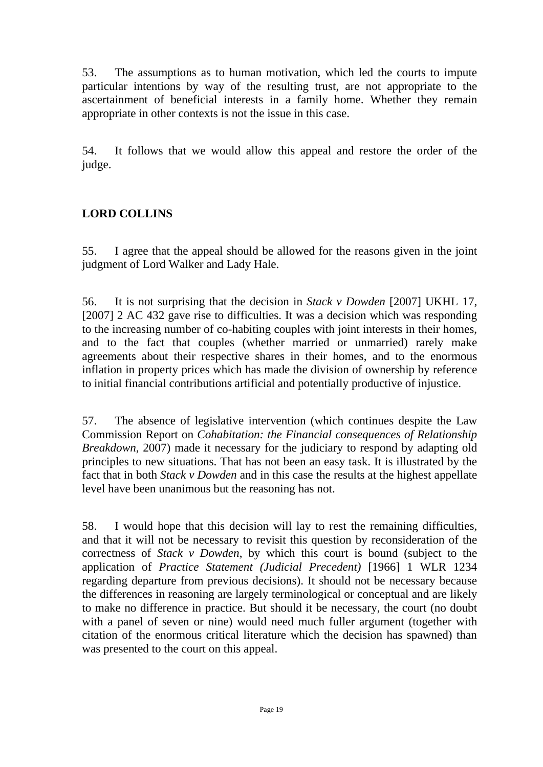53. The assumptions as to human motivation, which led the courts to impute particular intentions by way of the resulting trust, are not appropriate to the ascertainment of beneficial interests in a family home. Whether they remain appropriate in other contexts is not the issue in this case.

54. It follows that we would allow this appeal and restore the order of the judge.

**LORD COLLINS**

55. I agree that the appeal should be allowed for the reasons given in the joint judgment of Lord Walker and Lady Hale.

56. It is not surprising that the decision in *Stack v Dowden* [2007] UKHL 17, [2007] 2 AC 432 gave rise to difficulties. It was a decision which was responding to the increasing number of co-habiting couples with joint interests in their homes, and to the fact that couples (whether married or unmarried) rarely make agreements about their respective shares in their homes, and to the enormous inflation in property prices which has made the division of ownership by reference to initial financial contributions artificial and potentially productive of injustice.

57. The absence of legislative intervention (which continues despite the Law Commission Report on *Cohabitation: the Financial consequences of Relationship Breakdown*, 2007) made it necessary for the judiciary to respond by adapting old principles to new situations. That has not been an easy task. It is illustrated by the fact that in both *Stack v Dowden* and in this case the results at the highest appellate level have been unanimous but the reasoning has not.

58. I would hope that this decision will lay to rest the remaining difficulties, and that it will not be necessary to revisit this question by reconsideration of the correctness of *Stack v Dowden*, by which this court is bound (subject to the application of *Practice Statement (Judicial Precedent)* [1966] 1 WLR 1234 regarding departure from previous decisions). It should not be necessary because the differences in reasoning are largely terminological or conceptual and are likely to make no difference in practice. But should it be necessary, the court (no doubt with a panel of seven or nine) would need much fuller argument (together with citation of the enormous critical literature which the decision has spawned) than was presented to the court on this appeal.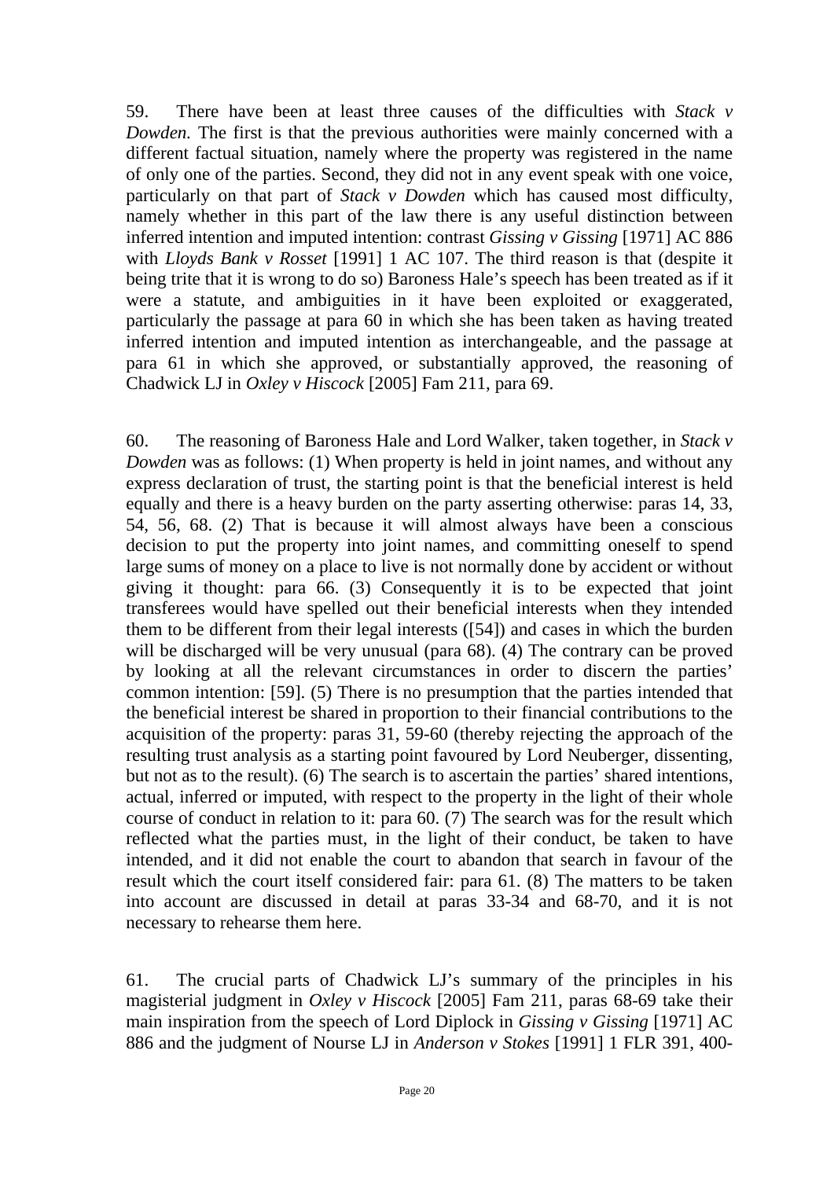59. There have been at least three causes of the difficulties with *Stack v Dowden.* The first is that the previous authorities were mainly concerned with a different factual situation, namely where the property was registered in the name of only one of the parties. Second, they did not in any event speak with one voice, particularly on that part of *Stack v Dowden* which has caused most difficulty, namely whether in this part of the law there is any useful distinction between inferred intention and imputed intention: contrast *Gissing v Gissing* [1971] AC 886 with *Lloyds Bank v Rosset* [1991] 1 AC 107. The third reason is that (despite it being trite that it is wrong to do so) Baroness Hale's speech has been treated as if it were a statute, and ambiguities in it have been exploited or exaggerated, particularly the passage at para 60 in which she has been taken as having treated inferred intention and imputed intention as interchangeable, and the passage at para 61 in which she approved, or substantially approved, the reasoning of Chadwick LJ in *Oxley v Hiscock* [2005] Fam 211, para 69.

60. The reasoning of Baroness Hale and Lord Walker, taken together, in *Stack v Dowden* was as follows: (1) When property is held in joint names, and without any express declaration of trust, the starting point is that the beneficial interest is held equally and there is a heavy burden on the party asserting otherwise: paras 14, 33, 54, 56, 68. (2) That is because it will almost always have been a conscious decision to put the property into joint names, and committing oneself to spend large sums of money on a place to live is not normally done by accident or without giving it thought: para 66. (3) Consequently it is to be expected that joint transferees would have spelled out their beneficial interests when they intended them to be different from their legal interests ([54]) and cases in which the burden will be discharged will be very unusual (para 68). (4) The contrary can be proved by looking at all the relevant circumstances in order to discern the parties' common intention: [59]. (5) There is no presumption that the parties intended that the beneficial interest be shared in proportion to their financial contributions to the acquisition of the property: paras 31, 59-60 (thereby rejecting the approach of the resulting trust analysis as a starting point favoured by Lord Neuberger, dissenting, but not as to the result). (6) The search is to ascertain the parties' shared intentions, actual, inferred or imputed, with respect to the property in the light of their whole course of conduct in relation to it: para 60. (7) The search was for the result which reflected what the parties must, in the light of their conduct, be taken to have intended, and it did not enable the court to abandon that search in favour of the result which the court itself considered fair: para 61. (8) The matters to be taken into account are discussed in detail at paras 33-34 and 68-70, and it is not necessary to rehearse them here.

61. The crucial parts of Chadwick LJ's summary of the principles in his magisterial judgment in *Oxley v Hiscock* [2005] Fam 211, paras 68-69 take their main inspiration from the speech of Lord Diplock in *Gissing v Gissing* [1971] AC 886 and the judgment of Nourse LJ in *Anderson v Stokes* [1991] 1 FLR 391, 400-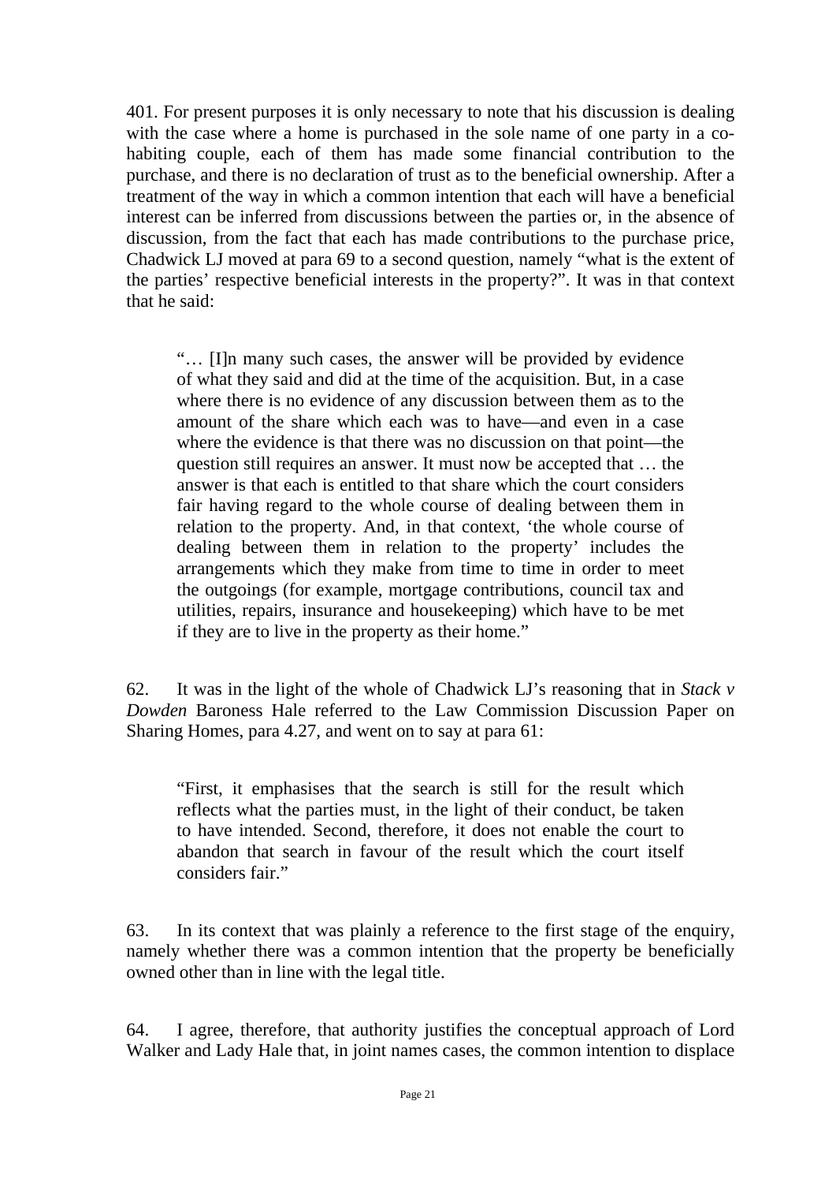401. For present purposes it is only necessary to note that his discussion is dealing with the case where a home is purchased in the sole name of one party in a co-habiting couple, each of them has made some financial contribution to the purchase, and there is no declaration of trust as to the beneficial ownership. After a treatment of the way in which a common intention that each will have a beneficial interest can be inferred from discussions between the parties or, in the absence of discussion, from the fact that each has made contributions to the purchase price, Chadwick LJ moved at para 69 to a second question, namely "what is the extent of the parties' respective beneficial interests in the property?". It was in that context that he said:

> "… [I]n many such cases, the answer will be provided by evidence of what they said and did at the time of the acquisition. But, in a case where there is no evidence of any discussion between them as to the amount of the share which each was to have—and even in a case where the evidence is that there was no discussion on that point—the question still requires an answer. It must now be accepted that … the answer is that each is entitled to that share which the court considers fair having regard to the whole course of dealing between them in relation to the property. And, in that context, 'the whole course of dealing between them in relation to the property' includes the arrangements which they make from time to time in order to meet the outgoings (for example, mortgage contributions, council tax and utilities, repairs, insurance and housekeeping) which have to be met if they are to live in the property as their home."

62. It was in the light of the whole of Chadwick LJ's reasoning that in *Stack v Dowden* Baroness Hale referred to the Law Commission Discussion Paper on Sharing Homes, para 4.27, and went on to say at para 61:

> "First, it emphasises that the search is still for the result which reflects what the parties must, in the light of their conduct, be taken to have intended. Second, therefore, it does not enable the court to abandon that search in favour of the result which the court itself considers fair."

63. In its context that was plainly a reference to the first stage of the enquiry, namely whether there was a common intention that the property be beneficially owned other than in line with the legal title.

64. I agree, therefore, that authority justifies the conceptual approach of Lord Walker and Lady Hale that, in joint names cases, the common intention to displace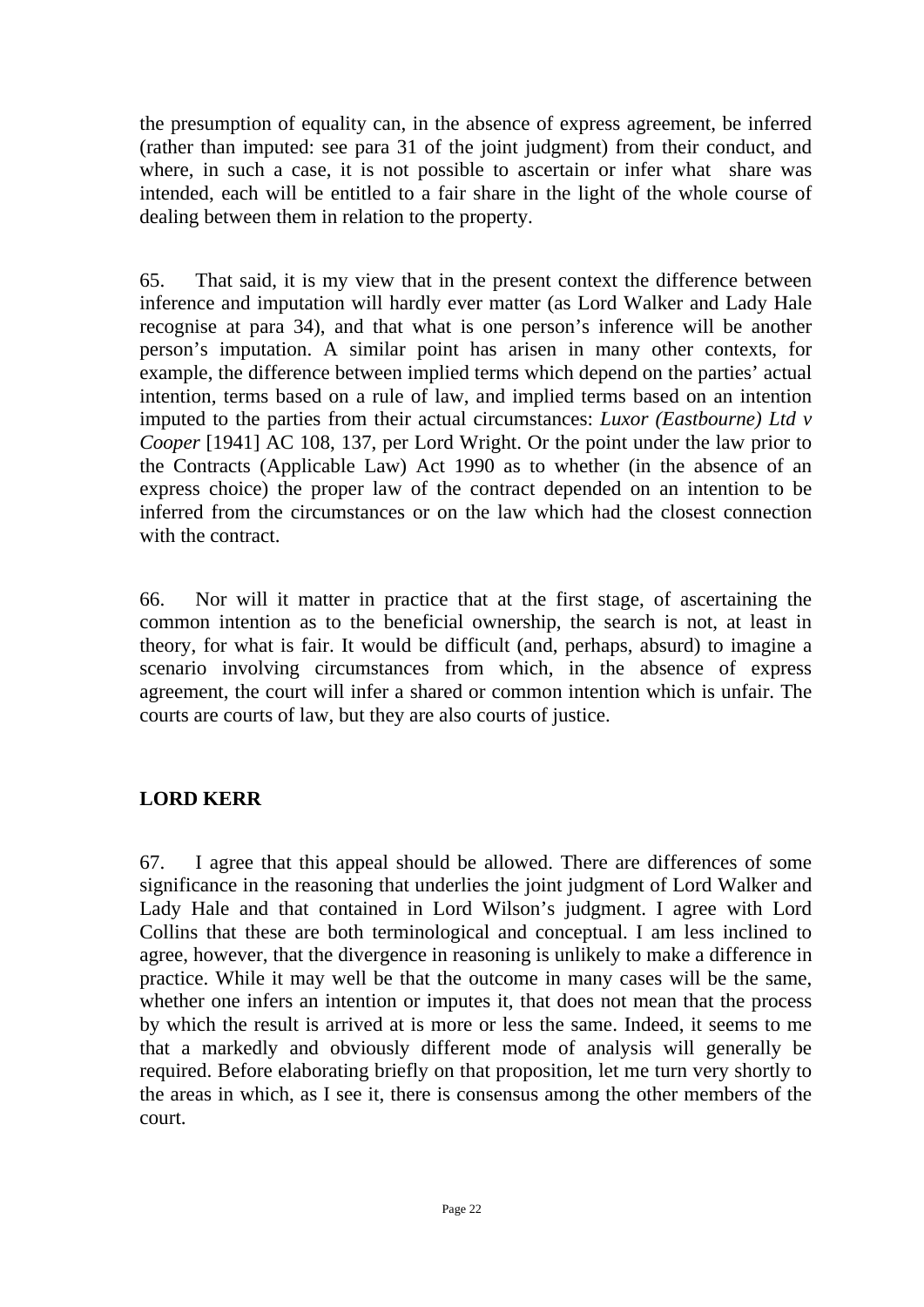the presumption of equality can, in the absence of express agreement, be inferred (rather than imputed: see para 31 of the joint judgment) from their conduct, and where, in such a case, it is not possible to ascertain or infer what share was intended, each will be entitled to a fair share in the light of the whole course of dealing between them in relation to the property.

65. That said, it is my view that in the present context the difference between inference and imputation will hardly ever matter (as Lord Walker and Lady Hale recognise at para 34), and that what is one person's inference will be another person's imputation. A similar point has arisen in many other contexts, for example, the difference between implied terms which depend on the parties' actual intention, terms based on a rule of law, and implied terms based on an intention imputed to the parties from their actual circumstances: *Luxor (Eastbourne) Ltd v Cooper* [1941] AC 108, 137, per Lord Wright. Or the point under the law prior to the Contracts (Applicable Law) Act 1990 as to whether (in the absence of an express choice) the proper law of the contract depended on an intention to be inferred from the circumstances or on the law which had the closest connection with the contract.

66. Nor will it matter in practice that at the first stage, of ascertaining the common intention as to the beneficial ownership, the search is not, at least in theory, for what is fair. It would be difficult (and, perhaps, absurd) to imagine a scenario involving circumstances from which, in the absence of express agreement, the court will infer a shared or common intention which is unfair. The courts are courts of law, but they are also courts of justice.

**LORD KERR**

67. I agree that this appeal should be allowed. There are differences of some significance in the reasoning that underlies the joint judgment of Lord Walker and Lady Hale and that contained in Lord Wilson's judgment. I agree with Lord Collins that these are both terminological and conceptual. I am less inclined to agree, however, that the divergence in reasoning is unlikely to make a difference in practice. While it may well be that the outcome in many cases will be the same, whether one infers an intention or imputes it, that does not mean that the process by which the result is arrived at is more or less the same. Indeed, it seems to me that a markedly and obviously different mode of analysis will generally be required. Before elaborating briefly on that proposition, let me turn very shortly to the areas in which, as I see it, there is consensus among the other members of the court.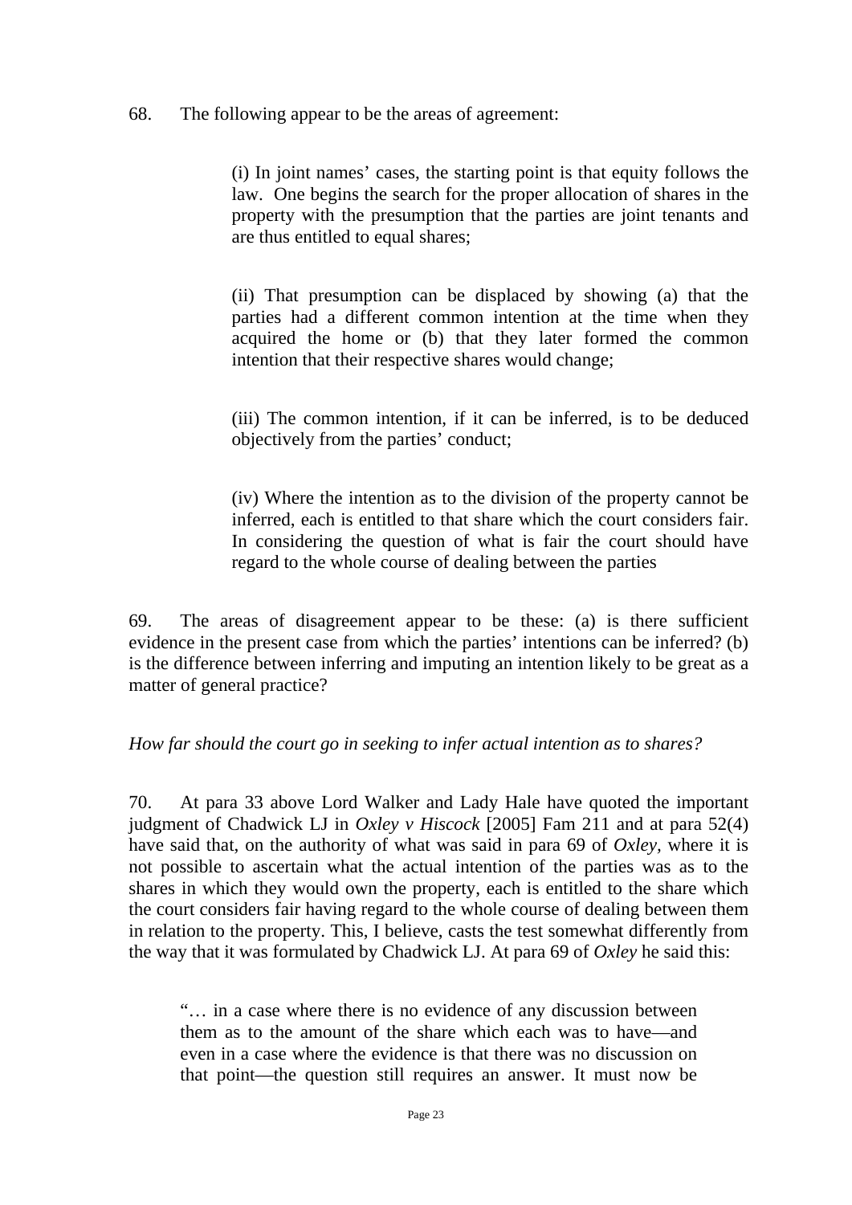68. The following appear to be the areas of agreement:

> (i) In joint names' cases, the starting point is that equity follows the law. One begins the search for the proper allocation of shares in the property with the presumption that the parties are joint tenants and are thus entitled to equal shares;
>
> (ii) That presumption can be displaced by showing (a) that the parties had a different common intention at the time when they acquired the home or (b) that they later formed the common intention that their respective shares would change;
>
> (iii) The common intention, if it can be inferred, is to be deduced objectively from the parties' conduct;
>
> (iv) Where the intention as to the division of the property cannot be inferred, each is entitled to that share which the court considers fair. In considering the question of what is fair the court should have regard to the whole course of dealing between the parties

69. The areas of disagreement appear to be these: (a) is there sufficient evidence in the present case from which the parties' intentions can be inferred? (b) is the difference between inferring and imputing an intention likely to be great as a matter of general practice?

*How far should the court go in seeking to infer actual intention as to shares?*

70. At para 33 above Lord Walker and Lady Hale have quoted the important judgment of Chadwick LJ in *Oxley v Hiscock* [2005] Fam 211 and at para 52(4) have said that, on the authority of what was said in para 69 of *Oxley*, where it is not possible to ascertain what the actual intention of the parties was as to the shares in which they would own the property, each is entitled to the share which the court considers fair having regard to the whole course of dealing between them in relation to the property. This, I believe, casts the test somewhat differently from the way that it was formulated by Chadwick LJ. At para 69 of *Oxley* he said this:

> "… in a case where there is no evidence of any discussion between them as to the amount of the share which each was to have—and even in a case where the evidence is that there was no discussion on that point—the question still requires an answer. It must now be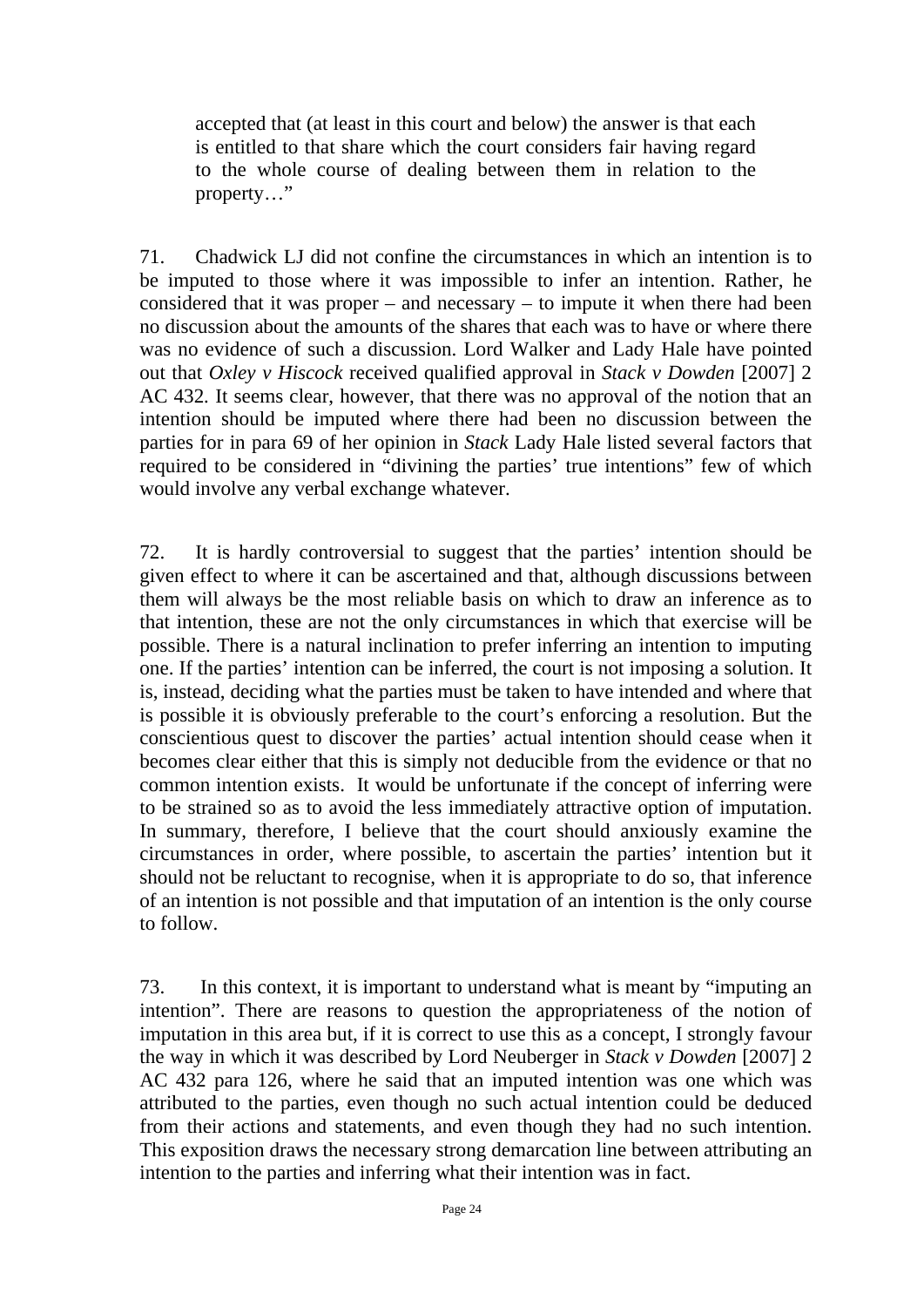> accepted that (at least in this court and below) the answer is that each is entitled to that share which the court considers fair having regard to the whole course of dealing between them in relation to the property…"

71. Chadwick LJ did not confine the circumstances in which an intention is to be imputed to those where it was impossible to infer an intention. Rather, he considered that it was proper – and necessary – to impute it when there had been no discussion about the amounts of the shares that each was to have or where there was no evidence of such a discussion. Lord Walker and Lady Hale have pointed out that *Oxley v Hiscock* received qualified approval in *Stack v Dowden* [2007] 2 AC 432. It seems clear, however, that there was no approval of the notion that an intention should be imputed where there had been no discussion between the parties for in para 69 of her opinion in *Stack* Lady Hale listed several factors that required to be considered in "divining the parties' true intentions" few of which would involve any verbal exchange whatever.

72. It is hardly controversial to suggest that the parties' intention should be given effect to where it can be ascertained and that, although discussions between them will always be the most reliable basis on which to draw an inference as to that intention, these are not the only circumstances in which that exercise will be possible. There is a natural inclination to prefer inferring an intention to imputing one. If the parties' intention can be inferred, the court is not imposing a solution. It is, instead, deciding what the parties must be taken to have intended and where that is possible it is obviously preferable to the court's enforcing a resolution. But the conscientious quest to discover the parties' actual intention should cease when it becomes clear either that this is simply not deducible from the evidence or that no common intention exists. It would be unfortunate if the concept of inferring were to be strained so as to avoid the less immediately attractive option of imputation. In summary, therefore, I believe that the court should anxiously examine the circumstances in order, where possible, to ascertain the parties' intention but it should not be reluctant to recognise, when it is appropriate to do so, that inference of an intention is not possible and that imputation of an intention is the only course to follow.

73. In this context, it is important to understand what is meant by "imputing an intention". There are reasons to question the appropriateness of the notion of imputation in this area but, if it is correct to use this as a concept, I strongly favour the way in which it was described by Lord Neuberger in *Stack v Dowden* [2007] 2 AC 432 para 126, where he said that an imputed intention was one which was attributed to the parties, even though no such actual intention could be deduced from their actions and statements, and even though they had no such intention. This exposition draws the necessary strong demarcation line between attributing an intention to the parties and inferring what their intention was in fact.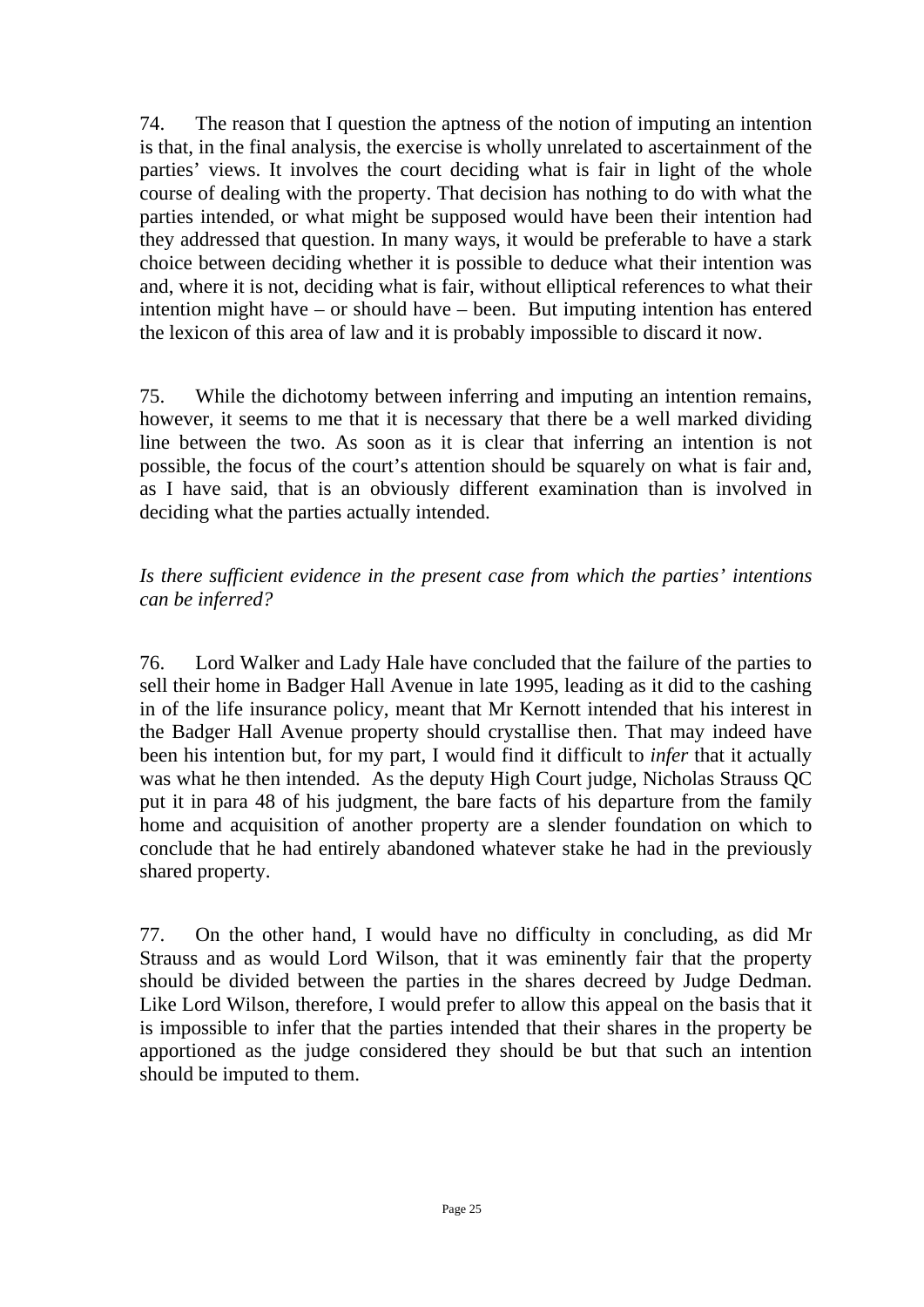74. The reason that I question the aptness of the notion of imputing an intention is that, in the final analysis, the exercise is wholly unrelated to ascertainment of the parties' views. It involves the court deciding what is fair in light of the whole course of dealing with the property. That decision has nothing to do with what the parties intended, or what might be supposed would have been their intention had they addressed that question. In many ways, it would be preferable to have a stark choice between deciding whether it is possible to deduce what their intention was and, where it is not, deciding what is fair, without elliptical references to what their intention might have – or should have – been. But imputing intention has entered the lexicon of this area of law and it is probably impossible to discard it now.

75. While the dichotomy between inferring and imputing an intention remains, however, it seems to me that it is necessary that there be a well marked dividing line between the two. As soon as it is clear that inferring an intention is not possible, the focus of the court's attention should be squarely on what is fair and, as I have said, that is an obviously different examination than is involved in deciding what the parties actually intended.

*Is there sufficient evidence in the present case from which the parties' intentions can be inferred?*

76. Lord Walker and Lady Hale have concluded that the failure of the parties to sell their home in Badger Hall Avenue in late 1995, leading as it did to the cashing in of the life insurance policy, meant that Mr Kernott intended that his interest in the Badger Hall Avenue property should crystallise then. That may indeed have been his intention but, for my part, I would find it difficult to *infer* that it actually was what he then intended. As the deputy High Court judge, Nicholas Strauss QC put it in para 48 of his judgment, the bare facts of his departure from the family home and acquisition of another property are a slender foundation on which to conclude that he had entirely abandoned whatever stake he had in the previously shared property.

77. On the other hand, I would have no difficulty in concluding, as did Mr Strauss and as would Lord Wilson, that it was eminently fair that the property should be divided between the parties in the shares decreed by Judge Dedman. Like Lord Wilson, therefore, I would prefer to allow this appeal on the basis that it is impossible to infer that the parties intended that their shares in the property be apportioned as the judge considered they should be but that such an intention should be imputed to them.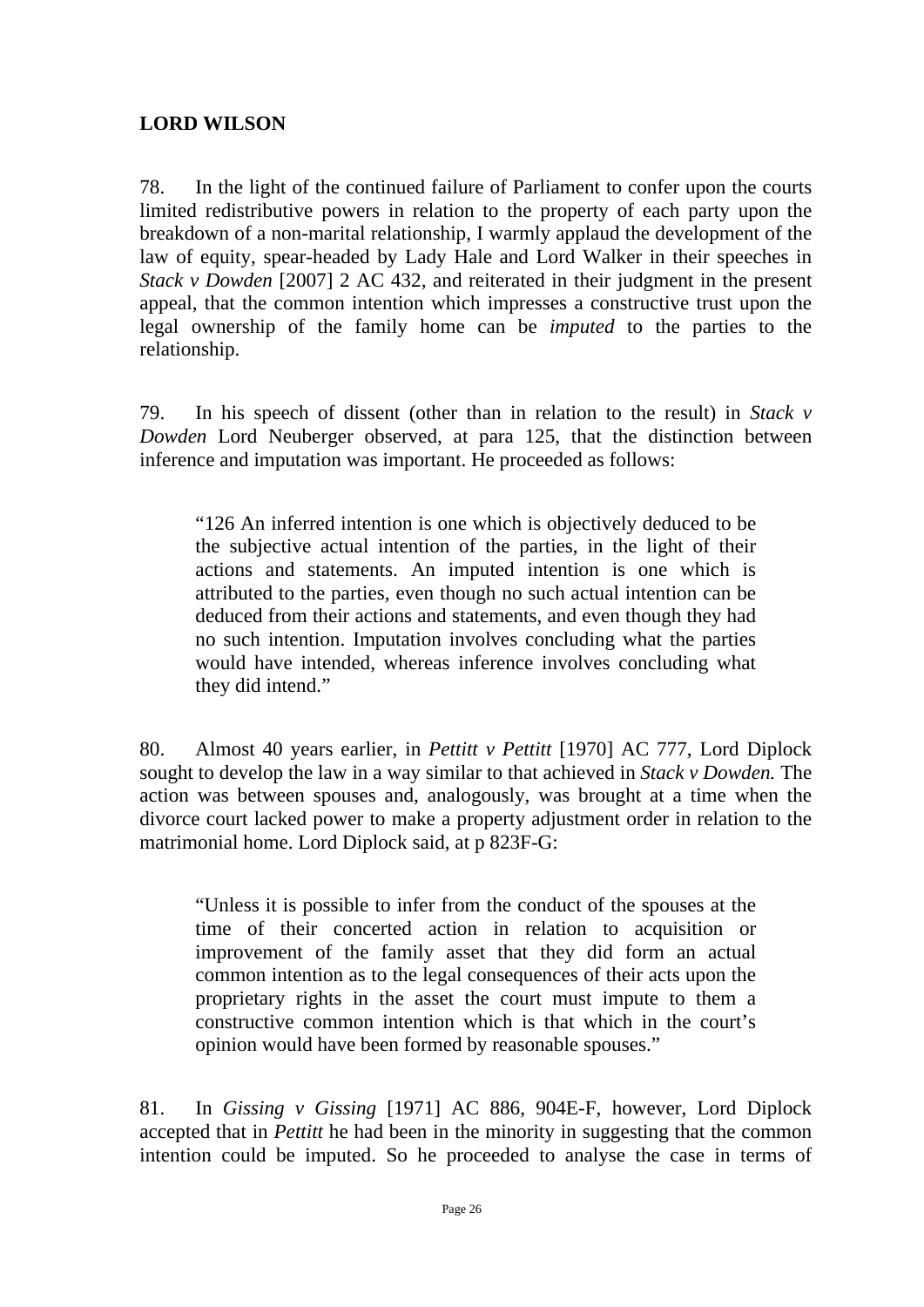## LORD WILSON

78. In the light of the continued failure of Parliament to confer upon the courts limited redistributive powers in relation to the property of each party upon the breakdown of a non-marital relationship, I warmly applaud the development of the law of equity, spear-headed by Lady Hale and Lord Walker in their speeches in *Stack v Dowden* [2007] 2 AC 432, and reiterated in their judgment in the present appeal, that the common intention which impresses a constructive trust upon the legal ownership of the family home can be *imputed* to the parties to the relationship.

79. In his speech of dissent (other than in relation to the result) in *Stack v Dowden* Lord Neuberger observed, at para 125, that the distinction between inference and imputation was important. He proceeded as follows:

> "126 An inferred intention is one which is objectively deduced to be the subjective actual intention of the parties, in the light of their actions and statements. An imputed intention is one which is attributed to the parties, even though no such actual intention can be deduced from their actions and statements, and even though they had no such intention. Imputation involves concluding what the parties would have intended, whereas inference involves concluding what they did intend."

80. Almost 40 years earlier, in *Pettitt v Pettitt* [1970] AC 777, Lord Diplock sought to develop the law in a way similar to that achieved in *Stack v Dowden.* The action was between spouses and, analogously, was brought at a time when the divorce court lacked power to make a property adjustment order in relation to the matrimonial home. Lord Diplock said, at p 823F-G:

> "Unless it is possible to infer from the conduct of the spouses at the time of their concerted action in relation to acquisition or improvement of the family asset that they did form an actual common intention as to the legal consequences of their acts upon the proprietary rights in the asset the court must impute to them a constructive common intention which is that which in the court's opinion would have been formed by reasonable spouses."

81. In *Gissing v Gissing* [1971] AC 886, 904E-F, however, Lord Diplock accepted that in *Pettitt* he had been in the minority in suggesting that the common intention could be imputed. So he proceeded to analyse the case in terms of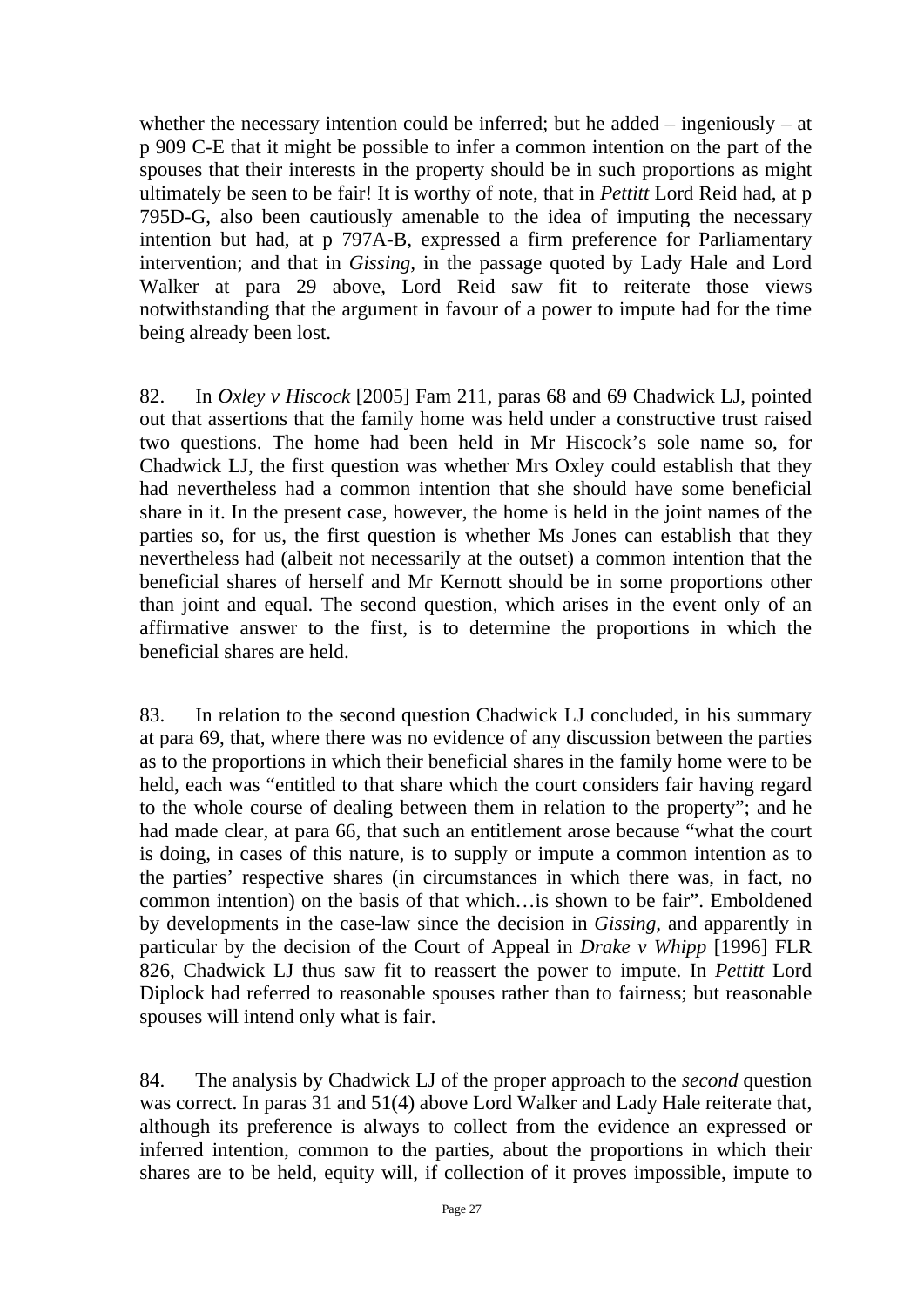whether the necessary intention could be inferred; but he added – ingeniously – at p 909 C-E that it might be possible to infer a common intention on the part of the spouses that their interests in the property should be in such proportions as might ultimately be seen to be fair! It is worthy of note, that in *Pettitt* Lord Reid had, at p 795D-G, also been cautiously amenable to the idea of imputing the necessary intention but had, at p 797A-B, expressed a firm preference for Parliamentary intervention; and that in *Gissing*, in the passage quoted by Lady Hale and Lord Walker at para 29 above, Lord Reid saw fit to reiterate those views notwithstanding that the argument in favour of a power to impute had for the time being already been lost.

82. In *Oxley v Hiscock* [2005] Fam 211, paras 68 and 69 Chadwick LJ, pointed out that assertions that the family home was held under a constructive trust raised two questions. The home had been held in Mr Hiscock's sole name so, for Chadwick LJ, the first question was whether Mrs Oxley could establish that they had nevertheless had a common intention that she should have some beneficial share in it. In the present case, however, the home is held in the joint names of the parties so, for us, the first question is whether Ms Jones can establish that they nevertheless had (albeit not necessarily at the outset) a common intention that the beneficial shares of herself and Mr Kernott should be in some proportions other than joint and equal. The second question, which arises in the event only of an affirmative answer to the first, is to determine the proportions in which the beneficial shares are held.

83. In relation to the second question Chadwick LJ concluded, in his summary at para 69, that, where there was no evidence of any discussion between the parties as to the proportions in which their beneficial shares in the family home were to be held, each was "entitled to that share which the court considers fair having regard to the whole course of dealing between them in relation to the property"; and he had made clear, at para 66, that such an entitlement arose because "what the court is doing, in cases of this nature, is to supply or impute a common intention as to the parties' respective shares (in circumstances in which there was, in fact, no common intention) on the basis of that which…is shown to be fair". Emboldened by developments in the case-law since the decision in *Gissing*, and apparently in particular by the decision of the Court of Appeal in *Drake v Whipp* [1996] FLR 826, Chadwick LJ thus saw fit to reassert the power to impute. In *Pettitt* Lord Diplock had referred to reasonable spouses rather than to fairness; but reasonable spouses will intend only what is fair.

84. The analysis by Chadwick LJ of the proper approach to the *second* question was correct. In paras 31 and 51(4) above Lord Walker and Lady Hale reiterate that, although its preference is always to collect from the evidence an expressed or inferred intention, common to the parties, about the proportions in which their shares are to be held, equity will, if collection of it proves impossible, impute to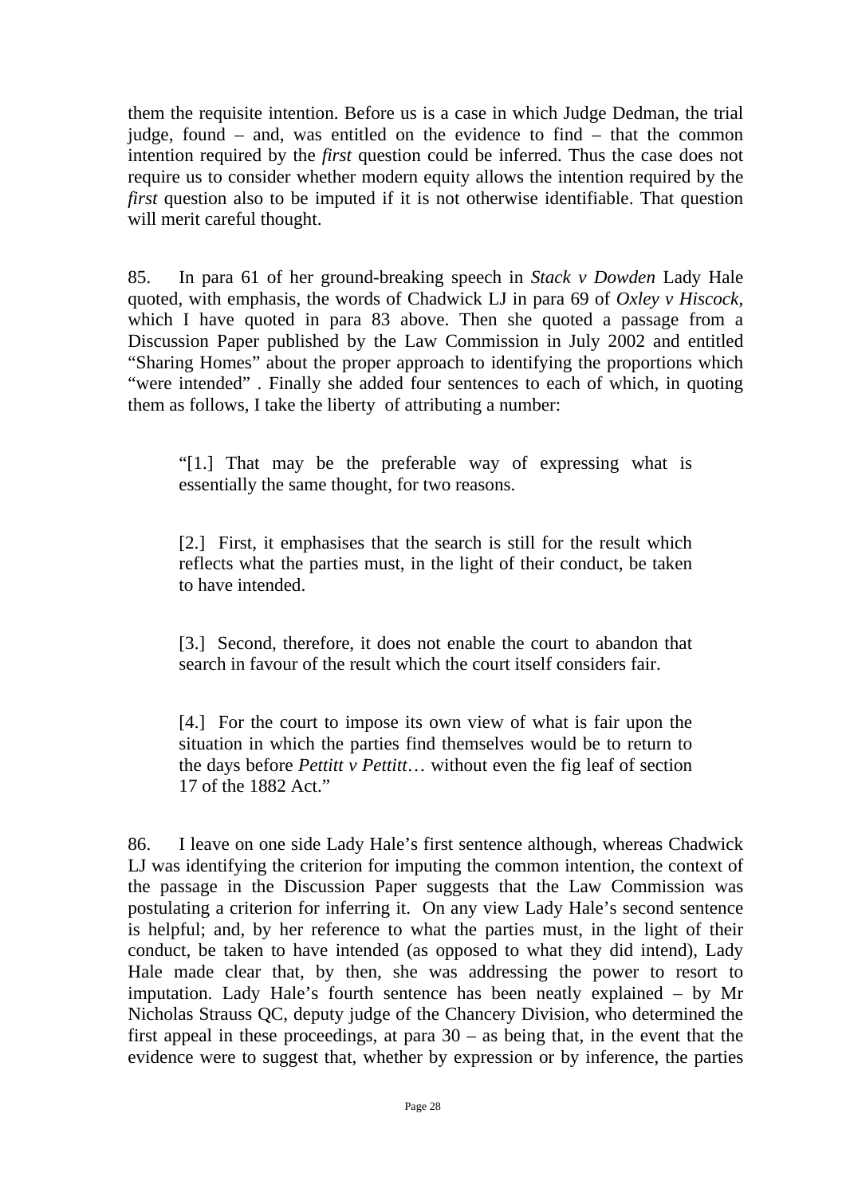them the requisite intention. Before us is a case in which Judge Dedman, the trial judge, found – and, was entitled on the evidence to find – that the common intention required by the *first* question could be inferred. Thus the case does not require us to consider whether modern equity allows the intention required by the *first* question also to be imputed if it is not otherwise identifiable. That question will merit careful thought.

85. In para 61 of her ground-breaking speech in *Stack v Dowden* Lady Hale quoted, with emphasis, the words of Chadwick LJ in para 69 of *Oxley v Hiscock*, which I have quoted in para 83 above. Then she quoted a passage from a Discussion Paper published by the Law Commission in July 2002 and entitled "Sharing Homes" about the proper approach to identifying the proportions which "were intended" . Finally she added four sentences to each of which, in quoting them as follows, I take the liberty of attributing a number:

> "[1.] That may be the preferable way of expressing what is essentially the same thought, for two reasons.
>
> [2.] First, it emphasises that the search is still for the result which reflects what the parties must, in the light of their conduct, be taken to have intended.
>
> [3.] Second, therefore, it does not enable the court to abandon that search in favour of the result which the court itself considers fair.
>
> [4.] For the court to impose its own view of what is fair upon the situation in which the parties find themselves would be to return to the days before *Pettitt v Pettitt*… without even the fig leaf of section 17 of the 1882 Act."

86. I leave on one side Lady Hale's first sentence although, whereas Chadwick LJ was identifying the criterion for imputing the common intention, the context of the passage in the Discussion Paper suggests that the Law Commission was postulating a criterion for inferring it. On any view Lady Hale's second sentence is helpful; and, by her reference to what the parties must, in the light of their conduct, be taken to have intended (as opposed to what they did intend), Lady Hale made clear that, by then, she was addressing the power to resort to imputation. Lady Hale's fourth sentence has been neatly explained – by Mr Nicholas Strauss QC, deputy judge of the Chancery Division, who determined the first appeal in these proceedings, at para 30 – as being that, in the event that the evidence were to suggest that, whether by expression or by inference, the parties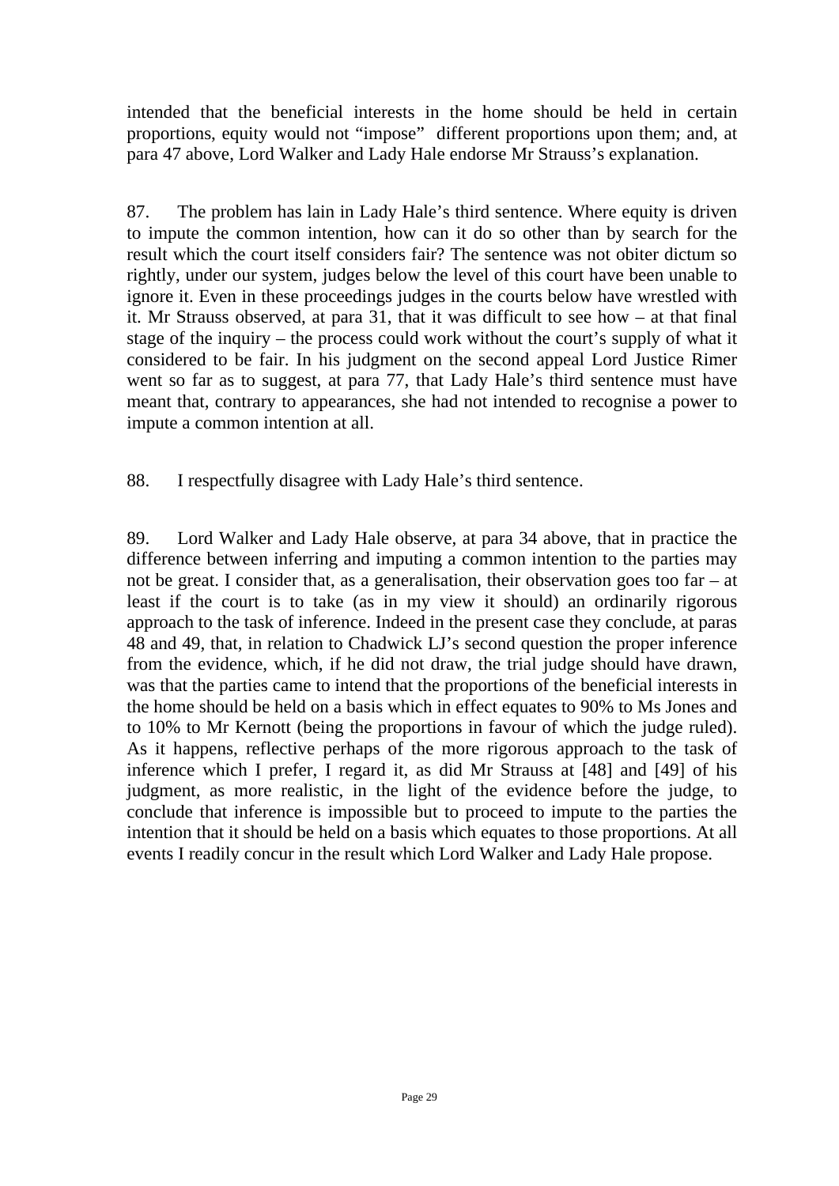intended that the beneficial interests in the home should be held in certain proportions, equity would not "impose" different proportions upon them; and, at para 47 above, Lord Walker and Lady Hale endorse Mr Strauss's explanation.

87. The problem has lain in Lady Hale's third sentence. Where equity is driven to impute the common intention, how can it do so other than by search for the result which the court itself considers fair? The sentence was not obiter dictum so rightly, under our system, judges below the level of this court have been unable to ignore it. Even in these proceedings judges in the courts below have wrestled with it. Mr Strauss observed, at para 31, that it was difficult to see how – at that final stage of the inquiry – the process could work without the court's supply of what it considered to be fair. In his judgment on the second appeal Lord Justice Rimer went so far as to suggest, at para 77, that Lady Hale's third sentence must have meant that, contrary to appearances, she had not intended to recognise a power to impute a common intention at all.

88. I respectfully disagree with Lady Hale's third sentence.

89. Lord Walker and Lady Hale observe, at para 34 above, that in practice the difference between inferring and imputing a common intention to the parties may not be great. I consider that, as a generalisation, their observation goes too far – at least if the court is to take (as in my view it should) an ordinarily rigorous approach to the task of inference. Indeed in the present case they conclude, at paras 48 and 49, that, in relation to Chadwick LJ's second question the proper inference from the evidence, which, if he did not draw, the trial judge should have drawn, was that the parties came to intend that the proportions of the beneficial interests in the home should be held on a basis which in effect equates to 90% to Ms Jones and to 10% to Mr Kernott (being the proportions in favour of which the judge ruled). As it happens, reflective perhaps of the more rigorous approach to the task of inference which I prefer, I regard it, as did Mr Strauss at [48] and [49] of his judgment, as more realistic, in the light of the evidence before the judge, to conclude that inference is impossible but to proceed to impute to the parties the intention that it should be held on a basis which equates to those proportions. At all events I readily concur in the result which Lord Walker and Lady Hale propose.